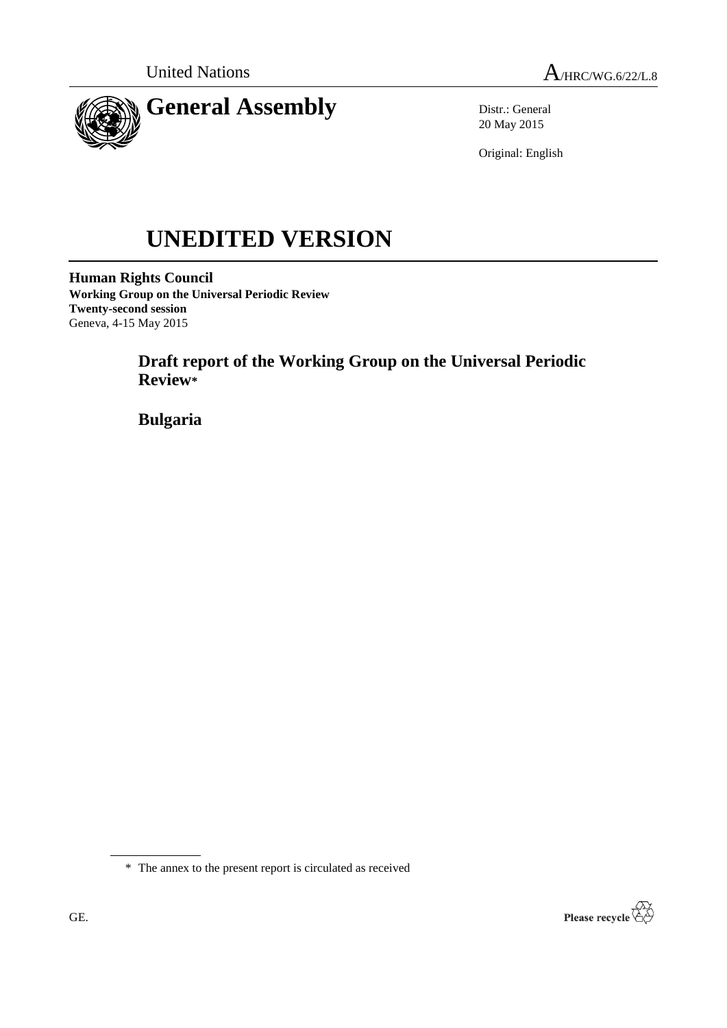United Nations

A/HRC/WG.6/22/L.8

# General Assembly

Distr.: General
20 May 2015

Original: English

# UNEDITED VERSION

**Human Rights Council**
**Working Group on the Universal Periodic Review**
**Twenty-second session**
Geneva, 4-15 May 2015

## Draft report of the Working Group on the Universal Periodic Review*

## Bulgaria

\* The annex to the present report is circulated as received

GE.

Please recycle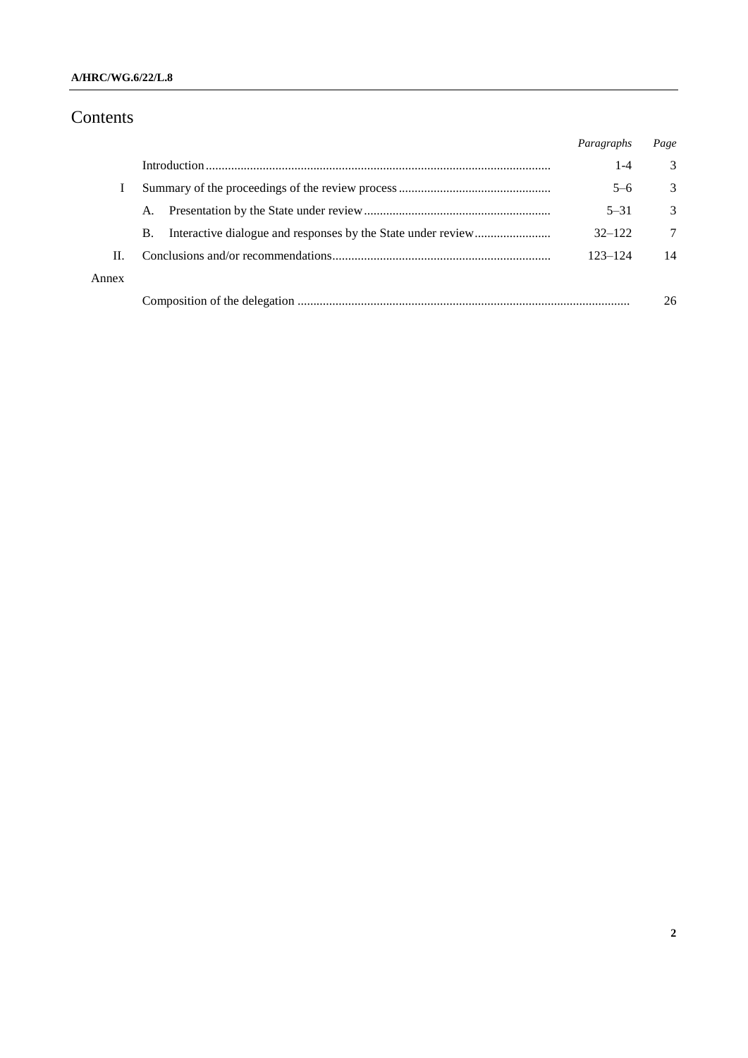# Contents

| | | Paragraphs | Page |
|---|---|---|---|
| | Introduction | 1-4 | 3 |
| I | Summary of the proceedings of the review process | 5–6 | 3 |
| | A. Presentation by the State under review | 5–31 | 3 |
| | B. Interactive dialogue and responses by the State under review | 32–122 | 7 |
| II. | Conclusions and/or recommendations | 123–124 | 14 |
| Annex | | | |
| | Composition of the delegation | | 26 |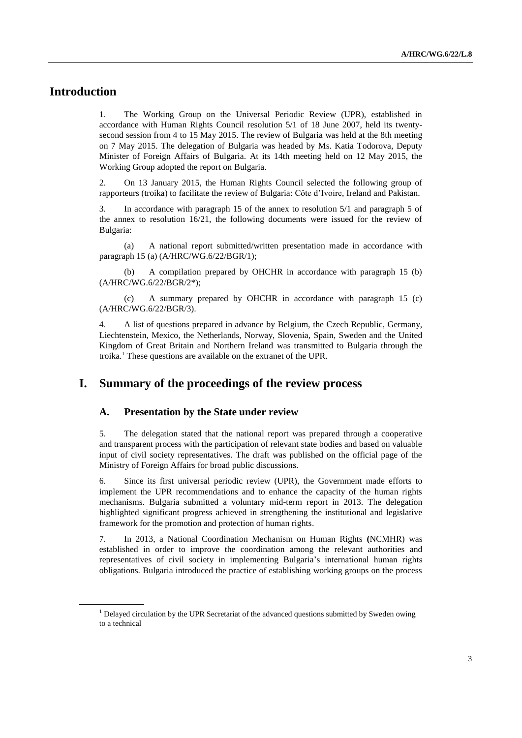# Introduction

1. The Working Group on the Universal Periodic Review (UPR), established in accordance with Human Rights Council resolution 5/1 of 18 June 2007, held its twenty-second session from 4 to 15 May 2015. The review of Bulgaria was held at the 8th meeting on 7 May 2015. The delegation of Bulgaria was headed by Ms. Katia Todorova, Deputy Minister of Foreign Affairs of Bulgaria. At its 14th meeting held on 12 May 2015, the Working Group adopted the report on Bulgaria.

2. On 13 January 2015, the Human Rights Council selected the following group of rapporteurs (troika) to facilitate the review of Bulgaria: Côte d'Ivoire, Ireland and Pakistan.

3. In accordance with paragraph 15 of the annex to resolution 5/1 and paragraph 5 of the annex to resolution 16/21, the following documents were issued for the review of Bulgaria:

(a) A national report submitted/written presentation made in accordance with paragraph 15 (a) (A/HRC/WG.6/22/BGR/1);

(b) A compilation prepared by OHCHR in accordance with paragraph 15 (b) (A/HRC/WG.6/22/BGR/2*);

(c) A summary prepared by OHCHR in accordance with paragraph 15 (c) (A/HRC/WG.6/22/BGR/3).

4. A list of questions prepared in advance by Belgium, the Czech Republic, Germany, Liechtenstein, Mexico, the Netherlands, Norway, Slovenia, Spain, Sweden and the United Kingdom of Great Britain and Northern Ireland was transmitted to Bulgaria through the troika.[1] These questions are available on the extranet of the UPR.

# I. Summary of the proceedings of the review process

## A. Presentation by the State under review

5. The delegation stated that the national report was prepared through a cooperative and transparent process with the participation of relevant state bodies and based on valuable input of civil society representatives. The draft was published on the official page of the Ministry of Foreign Affairs for broad public discussions.

6. Since its first universal periodic review (UPR), the Government made efforts to implement the UPR recommendations and to enhance the capacity of the human rights mechanisms. Bulgaria submitted a voluntary mid-term report in 2013. The delegation highlighted significant progress achieved in strengthening the institutional and legislative framework for the promotion and protection of human rights.

7. In 2013, a National Coordination Mechanism on Human Rights **(**NCMHR) was established in order to improve the coordination among the relevant authorities and representatives of civil society in implementing Bulgaria's international human rights obligations. Bulgaria introduced the practice of establishing working groups on the process

---

[1] Delayed circulation by the UPR Secretariat of the advanced questions submitted by Sweden owing to a technical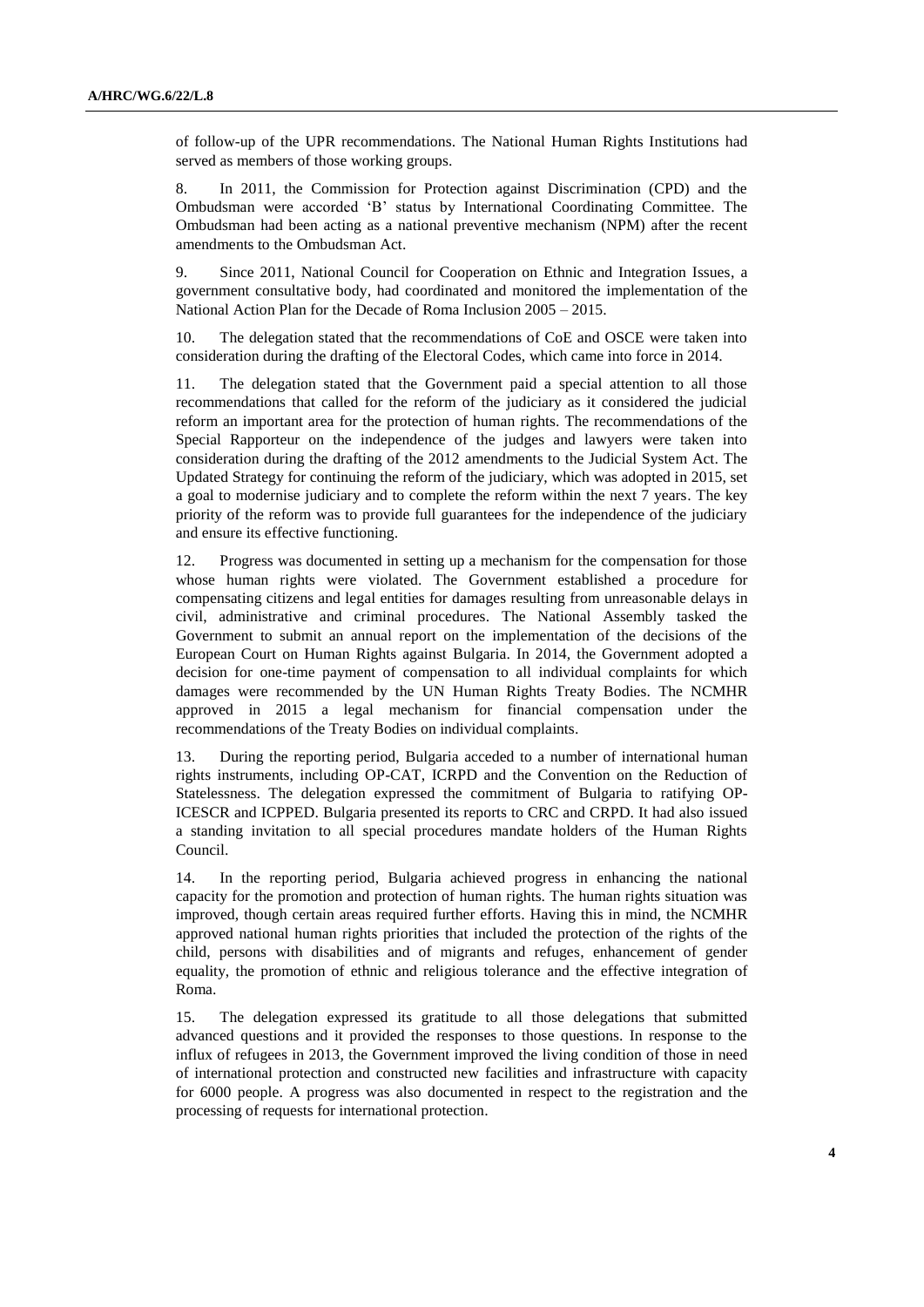of follow-up of the UPR recommendations. The National Human Rights Institutions had served as members of those working groups.

8. In 2011, the Commission for Protection against Discrimination (CPD) and the Ombudsman were accorded 'B' status by International Coordinating Committee. The Ombudsman had been acting as a national preventive mechanism (NPM) after the recent amendments to the Ombudsman Act.

9. Since 2011, National Council for Cooperation on Ethnic and Integration Issues, a government consultative body, had coordinated and monitored the implementation of the National Action Plan for the Decade of Roma Inclusion 2005 – 2015.

10. The delegation stated that the recommendations of CoE and OSCE were taken into consideration during the drafting of the Electoral Codes, which came into force in 2014.

11. The delegation stated that the Government paid a special attention to all those recommendations that called for the reform of the judiciary as it considered the judicial reform an important area for the protection of human rights. The recommendations of the Special Rapporteur on the independence of the judges and lawyers were taken into consideration during the drafting of the 2012 amendments to the Judicial System Act. The Updated Strategy for continuing the reform of the judiciary, which was adopted in 2015, set a goal to modernise judiciary and to complete the reform within the next 7 years. The key priority of the reform was to provide full guarantees for the independence of the judiciary and ensure its effective functioning.

12. Progress was documented in setting up a mechanism for the compensation for those whose human rights were violated. The Government established a procedure for compensating citizens and legal entities for damages resulting from unreasonable delays in civil, administrative and criminal procedures. The National Assembly tasked the Government to submit an annual report on the implementation of the decisions of the European Court on Human Rights against Bulgaria. In 2014, the Government adopted a decision for one-time payment of compensation to all individual complaints for which damages were recommended by the UN Human Rights Treaty Bodies. The NCMHR approved in 2015 a legal mechanism for financial compensation under the recommendations of the Treaty Bodies on individual complaints.

13. During the reporting period, Bulgaria acceded to a number of international human rights instruments, including OP-CAT, ICRPD and the Convention on the Reduction of Statelessness. The delegation expressed the commitment of Bulgaria to ratifying OP-ICESCR and ICPPED. Bulgaria presented its reports to CRC and CRPD. It had also issued a standing invitation to all special procedures mandate holders of the Human Rights Council.

14. In the reporting period, Bulgaria achieved progress in enhancing the national capacity for the promotion and protection of human rights. The human rights situation was improved, though certain areas required further efforts. Having this in mind, the NCMHR approved national human rights priorities that included the protection of the rights of the child, persons with disabilities and of migrants and refuges, enhancement of gender equality, the promotion of ethnic and religious tolerance and the effective integration of Roma.

15. The delegation expressed its gratitude to all those delegations that submitted advanced questions and it provided the responses to those questions. In response to the influx of refugees in 2013, the Government improved the living condition of those in need of international protection and constructed new facilities and infrastructure with capacity for 6000 people. A progress was also documented in respect to the registration and the processing of requests for international protection.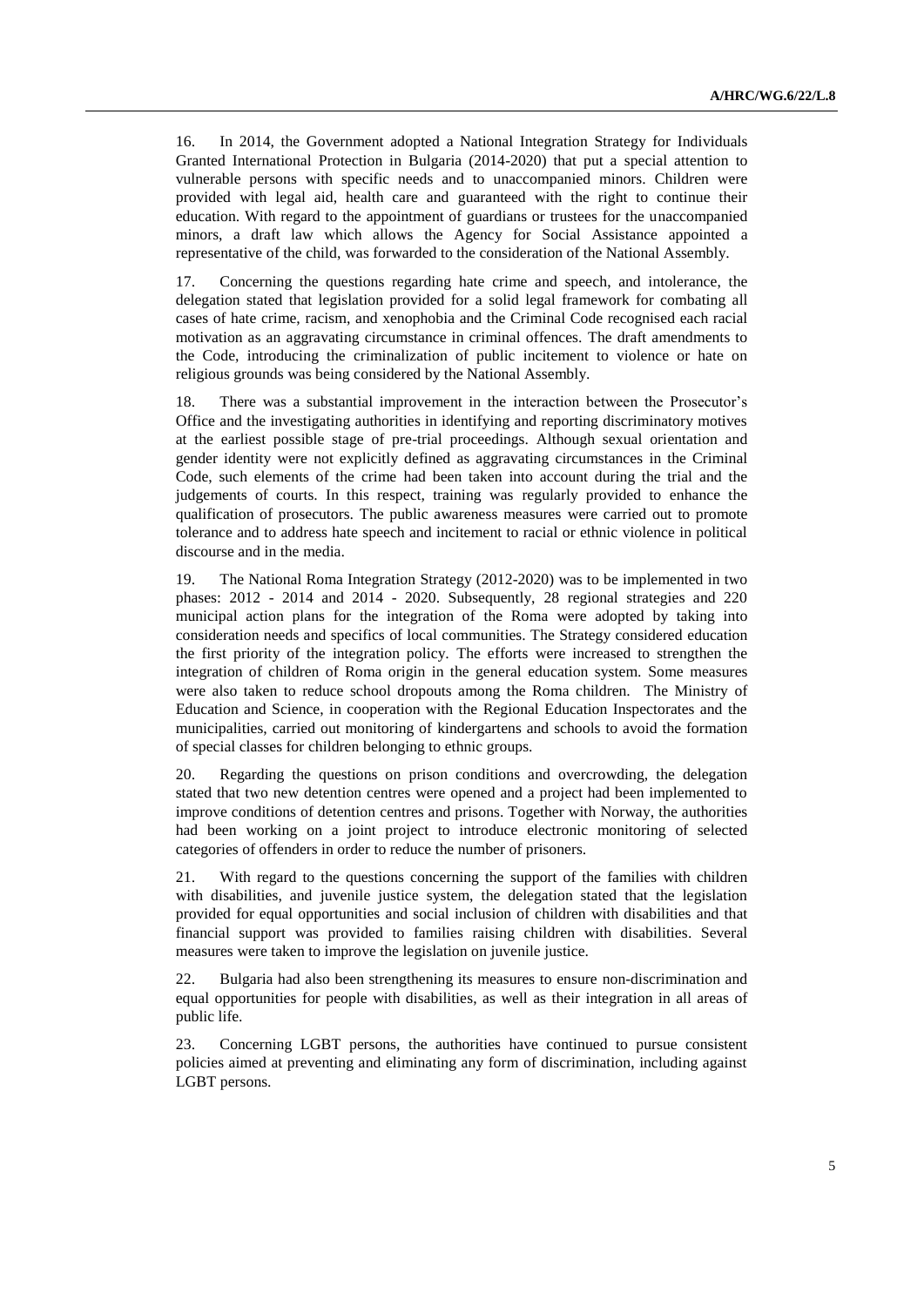16. In 2014, the Government adopted a National Integration Strategy for Individuals Granted International Protection in Bulgaria (2014-2020) that put a special attention to vulnerable persons with specific needs and to unaccompanied minors. Children were provided with legal aid, health care and guaranteed with the right to continue their education. With regard to the appointment of guardians or trustees for the unaccompanied minors, a draft law which allows the Agency for Social Assistance appointed a representative of the child, was forwarded to the consideration of the National Assembly.

17. Concerning the questions regarding hate crime and speech, and intolerance, the delegation stated that legislation provided for a solid legal framework for combating all cases of hate crime, racism, and xenophobia and the Criminal Code recognised each racial motivation as an aggravating circumstance in criminal offences. The draft amendments to the Code, introducing the criminalization of public incitement to violence or hate on religious grounds was being considered by the National Assembly.

18. There was a substantial improvement in the interaction between the Prosecutor's Office and the investigating authorities in identifying and reporting discriminatory motives at the earliest possible stage of pre-trial proceedings. Although sexual orientation and gender identity were not explicitly defined as aggravating circumstances in the Criminal Code, such elements of the crime had been taken into account during the trial and the judgements of courts. In this respect, training was regularly provided to enhance the qualification of prosecutors. The public awareness measures were carried out to promote tolerance and to address hate speech and incitement to racial or ethnic violence in political discourse and in the media.

19. The National Roma Integration Strategy (2012-2020) was to be implemented in two phases: 2012 - 2014 and 2014 - 2020. Subsequently, 28 regional strategies and 220 municipal action plans for the integration of the Roma were adopted by taking into consideration needs and specifics of local communities. The Strategy considered education the first priority of the integration policy. The efforts were increased to strengthen the integration of children of Roma origin in the general education system. Some measures were also taken to reduce school dropouts among the Roma children. The Ministry of Education and Science, in cooperation with the Regional Education Inspectorates and the municipalities, carried out monitoring of kindergartens and schools to avoid the formation of special classes for children belonging to ethnic groups.

20. Regarding the questions on prison conditions and overcrowding, the delegation stated that two new detention centres were opened and a project had been implemented to improve conditions of detention centres and prisons. Together with Norway, the authorities had been working on a joint project to introduce electronic monitoring of selected categories of offenders in order to reduce the number of prisoners.

21. With regard to the questions concerning the support of the families with children with disabilities, and juvenile justice system, the delegation stated that the legislation provided for equal opportunities and social inclusion of children with disabilities and that financial support was provided to families raising children with disabilities. Several measures were taken to improve the legislation on juvenile justice.

22. Bulgaria had also been strengthening its measures to ensure non-discrimination and equal opportunities for people with disabilities, as well as their integration in all areas of public life.

23. Concerning LGBT persons, the authorities have continued to pursue consistent policies aimed at preventing and eliminating any form of discrimination, including against LGBT persons.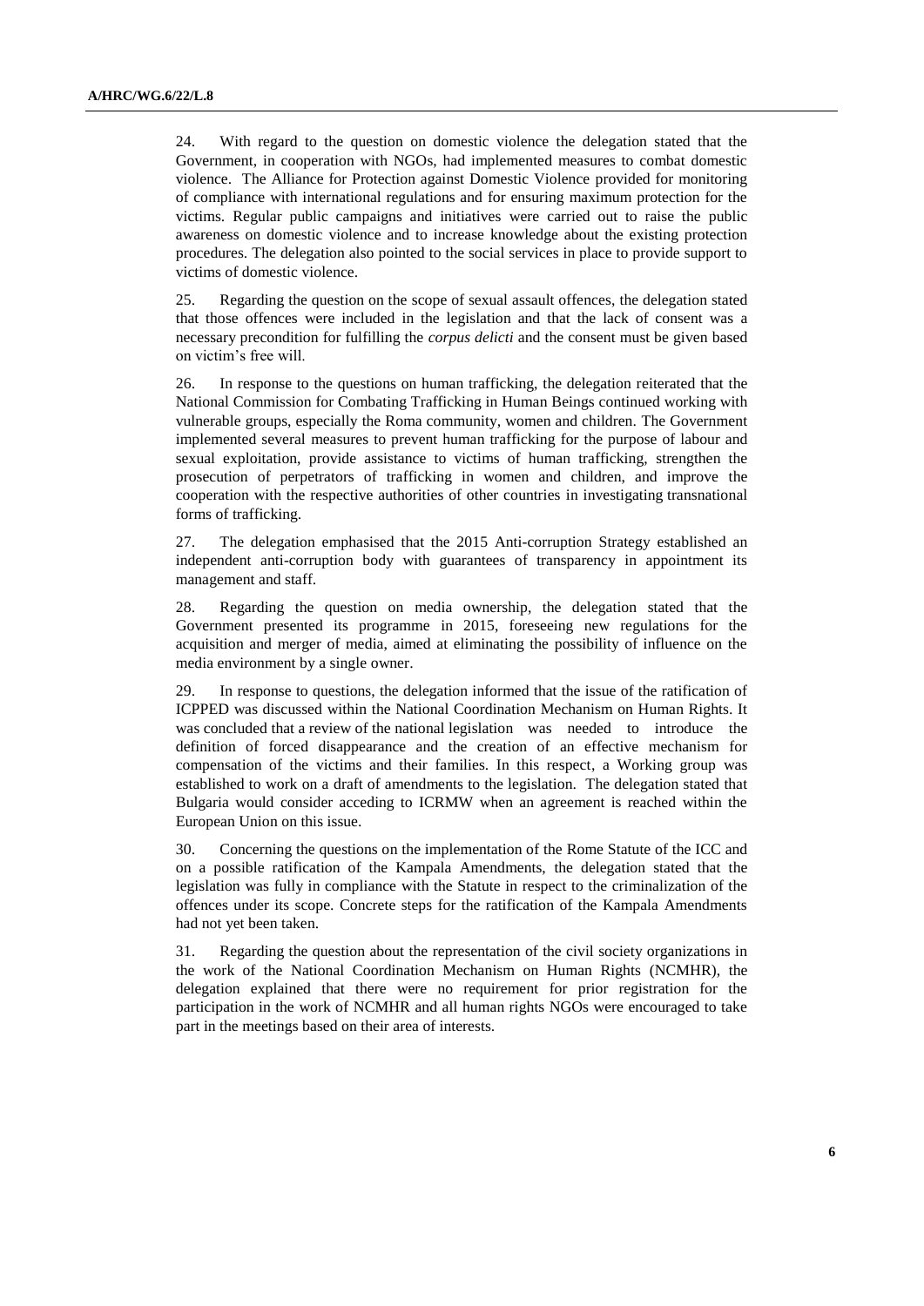24. With regard to the question on domestic violence the delegation stated that the Government, in cooperation with NGOs, had implemented measures to combat domestic violence. The Alliance for Protection against Domestic Violence provided for monitoring of compliance with international regulations and for ensuring maximum protection for the victims. Regular public campaigns and initiatives were carried out to raise the public awareness on domestic violence and to increase knowledge about the existing protection procedures. The delegation also pointed to the social services in place to provide support to victims of domestic violence.

25. Regarding the question on the scope of sexual assault offences, the delegation stated that those offences were included in the legislation and that the lack of consent was a necessary precondition for fulfilling the *corpus delicti* and the consent must be given based on victim's free will.

26. In response to the questions on human trafficking, the delegation reiterated that the National Commission for Combating Trafficking in Human Beings continued working with vulnerable groups, especially the Roma community, women and children. The Government implemented several measures to prevent human trafficking for the purpose of labour and sexual exploitation, provide assistance to victims of human trafficking, strengthen the prosecution of perpetrators of trafficking in women and children, and improve the cooperation with the respective authorities of other countries in investigating transnational forms of trafficking.

27. The delegation emphasised that the 2015 Anti-corruption Strategy established an independent anti-corruption body with guarantees of transparency in appointment its management and staff.

28. Regarding the question on media ownership, the delegation stated that the Government presented its programme in 2015, foreseeing new regulations for the acquisition and merger of media, aimed at eliminating the possibility of influence on the media environment by a single owner.

29. In response to questions, the delegation informed that the issue of the ratification of ICPPED was discussed within the National Coordination Mechanism on Human Rights. It was concluded that a review of the national legislation was needed to introduce the definition of forced disappearance and the creation of an effective mechanism for compensation of the victims and their families. In this respect, a Working group was established to work on a draft of amendments to the legislation. The delegation stated that Bulgaria would consider acceding to ICRMW when an agreement is reached within the European Union on this issue.

30. Concerning the questions on the implementation of the Rome Statute of the ICC and on a possible ratification of the Kampala Amendments, the delegation stated that the legislation was fully in compliance with the Statute in respect to the criminalization of the offences under its scope. Concrete steps for the ratification of the Kampala Amendments had not yet been taken.

31. Regarding the question about the representation of the civil society organizations in the work of the National Coordination Mechanism on Human Rights (NCMHR), the delegation explained that there were no requirement for prior registration for the participation in the work of NCMHR and all human rights NGOs were encouraged to take part in the meetings based on their area of interests.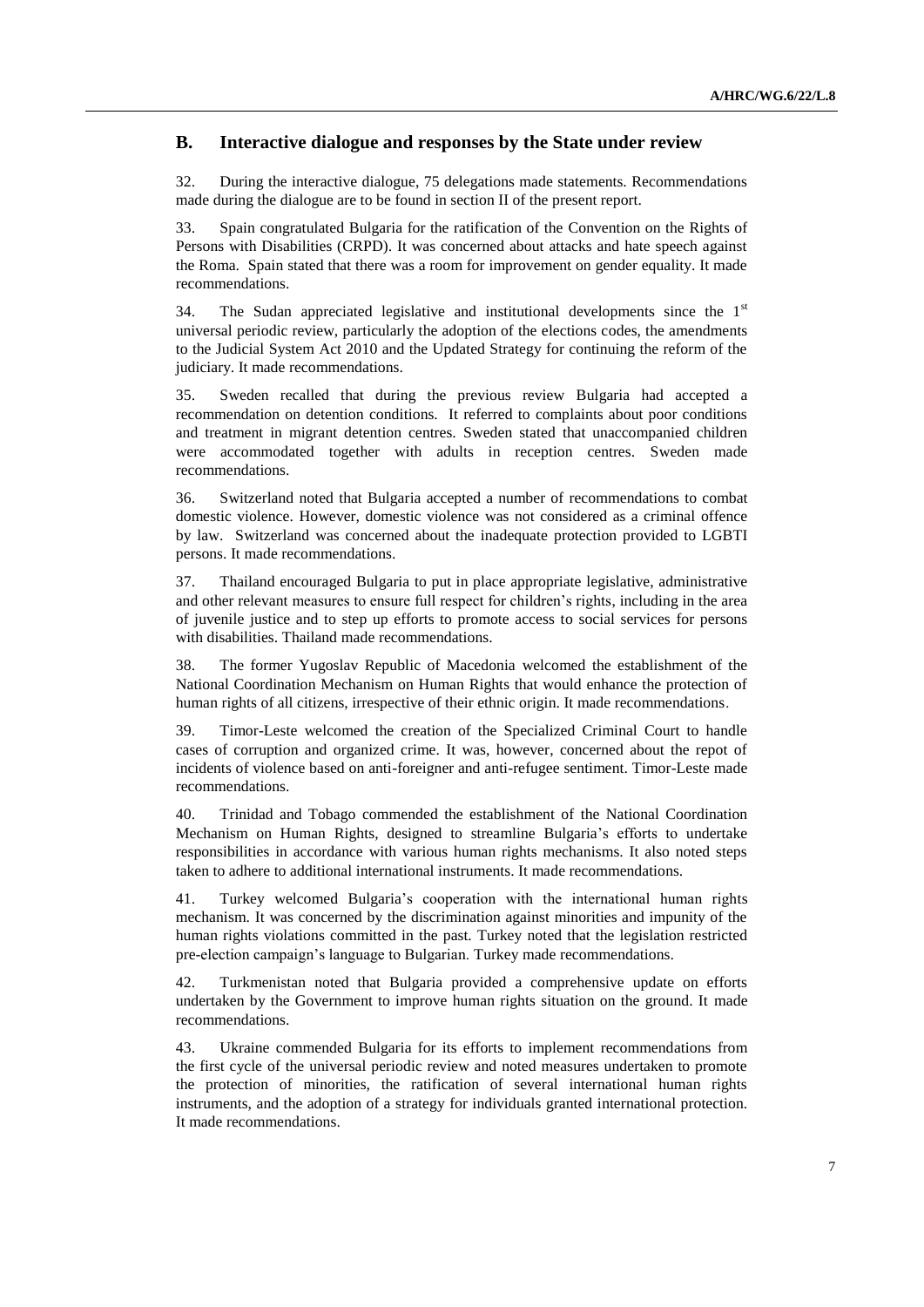## B. Interactive dialogue and responses by the State under review

32. During the interactive dialogue, 75 delegations made statements. Recommendations made during the dialogue are to be found in section II of the present report.

33. Spain congratulated Bulgaria for the ratification of the Convention on the Rights of Persons with Disabilities (CRPD). It was concerned about attacks and hate speech against the Roma. Spain stated that there was a room for improvement on gender equality. It made recommendations.

34. The Sudan appreciated legislative and institutional developments since the 1st universal periodic review, particularly the adoption of the elections codes, the amendments to the Judicial System Act 2010 and the Updated Strategy for continuing the reform of the judiciary. It made recommendations.

35. Sweden recalled that during the previous review Bulgaria had accepted a recommendation on detention conditions. It referred to complaints about poor conditions and treatment in migrant detention centres. Sweden stated that unaccompanied children were accommodated together with adults in reception centres. Sweden made recommendations.

36. Switzerland noted that Bulgaria accepted a number of recommendations to combat domestic violence. However, domestic violence was not considered as a criminal offence by law. Switzerland was concerned about the inadequate protection provided to LGBTI persons. It made recommendations.

37. Thailand encouraged Bulgaria to put in place appropriate legislative, administrative and other relevant measures to ensure full respect for children's rights, including in the area of juvenile justice and to step up efforts to promote access to social services for persons with disabilities. Thailand made recommendations.

38. The former Yugoslav Republic of Macedonia welcomed the establishment of the National Coordination Mechanism on Human Rights that would enhance the protection of human rights of all citizens, irrespective of their ethnic origin. It made recommendations.

39. Timor-Leste welcomed the creation of the Specialized Criminal Court to handle cases of corruption and organized crime. It was, however, concerned about the repot of incidents of violence based on anti-foreigner and anti-refugee sentiment. Timor-Leste made recommendations.

40. Trinidad and Tobago commended the establishment of the National Coordination Mechanism on Human Rights, designed to streamline Bulgaria's efforts to undertake responsibilities in accordance with various human rights mechanisms. It also noted steps taken to adhere to additional international instruments. It made recommendations.

41. Turkey welcomed Bulgaria's cooperation with the international human rights mechanism. It was concerned by the discrimination against minorities and impunity of the human rights violations committed in the past. Turkey noted that the legislation restricted pre-election campaign's language to Bulgarian. Turkey made recommendations.

42. Turkmenistan noted that Bulgaria provided a comprehensive update on efforts undertaken by the Government to improve human rights situation on the ground. It made recommendations.

43. Ukraine commended Bulgaria for its efforts to implement recommendations from the first cycle of the universal periodic review and noted measures undertaken to promote the protection of minorities, the ratification of several international human rights instruments, and the adoption of a strategy for individuals granted international protection. It made recommendations.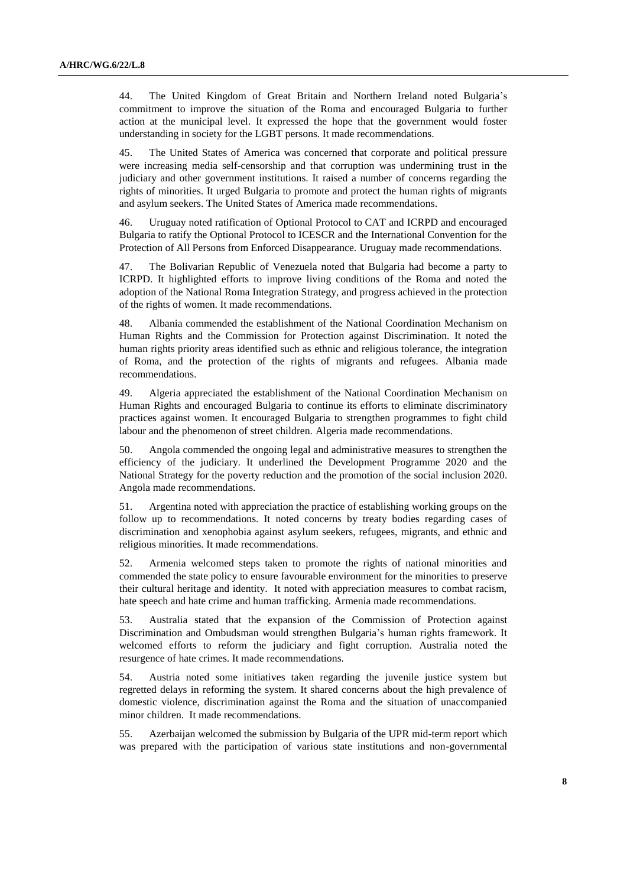44. The United Kingdom of Great Britain and Northern Ireland noted Bulgaria's commitment to improve the situation of the Roma and encouraged Bulgaria to further action at the municipal level. It expressed the hope that the government would foster understanding in society for the LGBT persons. It made recommendations.

45. The United States of America was concerned that corporate and political pressure were increasing media self-censorship and that corruption was undermining trust in the judiciary and other government institutions. It raised a number of concerns regarding the rights of minorities. It urged Bulgaria to promote and protect the human rights of migrants and asylum seekers. The United States of America made recommendations.

46. Uruguay noted ratification of Optional Protocol to CAT and ICRPD and encouraged Bulgaria to ratify the Optional Protocol to ICESCR and the International Convention for the Protection of All Persons from Enforced Disappearance. Uruguay made recommendations.

47. The Bolivarian Republic of Venezuela noted that Bulgaria had become a party to ICRPD. It highlighted efforts to improve living conditions of the Roma and noted the adoption of the National Roma Integration Strategy, and progress achieved in the protection of the rights of women. It made recommendations.

48. Albania commended the establishment of the National Coordination Mechanism on Human Rights and the Commission for Protection against Discrimination. It noted the human rights priority areas identified such as ethnic and religious tolerance, the integration of Roma, and the protection of the rights of migrants and refugees. Albania made recommendations.

49. Algeria appreciated the establishment of the National Coordination Mechanism on Human Rights and encouraged Bulgaria to continue its efforts to eliminate discriminatory practices against women. It encouraged Bulgaria to strengthen programmes to fight child labour and the phenomenon of street children. Algeria made recommendations.

50. Angola commended the ongoing legal and administrative measures to strengthen the efficiency of the judiciary. It underlined the Development Programme 2020 and the National Strategy for the poverty reduction and the promotion of the social inclusion 2020. Angola made recommendations.

51. Argentina noted with appreciation the practice of establishing working groups on the follow up to recommendations. It noted concerns by treaty bodies regarding cases of discrimination and xenophobia against asylum seekers, refugees, migrants, and ethnic and religious minorities. It made recommendations.

52. Armenia welcomed steps taken to promote the rights of national minorities and commended the state policy to ensure favourable environment for the minorities to preserve their cultural heritage and identity. It noted with appreciation measures to combat racism, hate speech and hate crime and human trafficking. Armenia made recommendations.

53. Australia stated that the expansion of the Commission of Protection against Discrimination and Ombudsman would strengthen Bulgaria's human rights framework. It welcomed efforts to reform the judiciary and fight corruption. Australia noted the resurgence of hate crimes. It made recommendations.

54. Austria noted some initiatives taken regarding the juvenile justice system but regretted delays in reforming the system. It shared concerns about the high prevalence of domestic violence, discrimination against the Roma and the situation of unaccompanied minor children. It made recommendations.

55. Azerbaijan welcomed the submission by Bulgaria of the UPR mid-term report which was prepared with the participation of various state institutions and non-governmental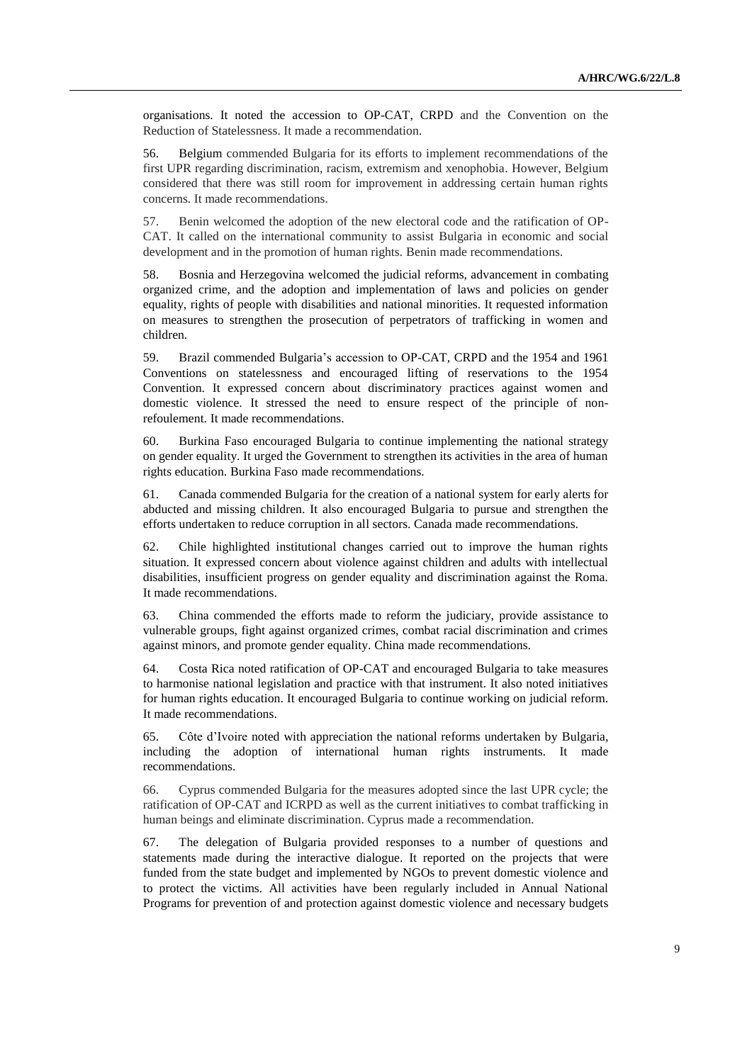organisations. It noted the accession to OP-CAT, CRPD and the Convention on the Reduction of Statelessness. It made a recommendation.

56. Belgium commended Bulgaria for its efforts to implement recommendations of the first UPR regarding discrimination, racism, extremism and xenophobia. However, Belgium considered that there was still room for improvement in addressing certain human rights concerns. It made recommendations.

57. Benin welcomed the adoption of the new electoral code and the ratification of OP-CAT. It called on the international community to assist Bulgaria in economic and social development and in the promotion of human rights. Benin made recommendations.

58. Bosnia and Herzegovina welcomed the judicial reforms, advancement in combating organized crime, and the adoption and implementation of laws and policies on gender equality, rights of people with disabilities and national minorities. It requested information on measures to strengthen the prosecution of perpetrators of trafficking in women and children.

59. Brazil commended Bulgaria's accession to OP-CAT, CRPD and the 1954 and 1961 Conventions on statelessness and encouraged lifting of reservations to the 1954 Convention. It expressed concern about discriminatory practices against women and domestic violence. It stressed the need to ensure respect of the principle of non-refoulement. It made recommendations.

60. Burkina Faso encouraged Bulgaria to continue implementing the national strategy on gender equality. It urged the Government to strengthen its activities in the area of human rights education. Burkina Faso made recommendations.

61. Canada commended Bulgaria for the creation of a national system for early alerts for abducted and missing children. It also encouraged Bulgaria to pursue and strengthen the efforts undertaken to reduce corruption in all sectors. Canada made recommendations.

62. Chile highlighted institutional changes carried out to improve the human rights situation. It expressed concern about violence against children and adults with intellectual disabilities, insufficient progress on gender equality and discrimination against the Roma. It made recommendations.

63. China commended the efforts made to reform the judiciary, provide assistance to vulnerable groups, fight against organized crimes, combat racial discrimination and crimes against minors, and promote gender equality. China made recommendations.

64. Costa Rica noted ratification of OP-CAT and encouraged Bulgaria to take measures to harmonise national legislation and practice with that instrument. It also noted initiatives for human rights education. It encouraged Bulgaria to continue working on judicial reform. It made recommendations.

65. Côte d'Ivoire noted with appreciation the national reforms undertaken by Bulgaria, including the adoption of international human rights instruments. It made recommendations.

66. Cyprus commended Bulgaria for the measures adopted since the last UPR cycle; the ratification of OP-CAT and ICRPD as well as the current initiatives to combat trafficking in human beings and eliminate discrimination. Cyprus made a recommendation.

67. The delegation of Bulgaria provided responses to a number of questions and statements made during the interactive dialogue. It reported on the projects that were funded from the state budget and implemented by NGOs to prevent domestic violence and to protect the victims. All activities have been regularly included in Annual National Programs for prevention of and protection against domestic violence and necessary budgets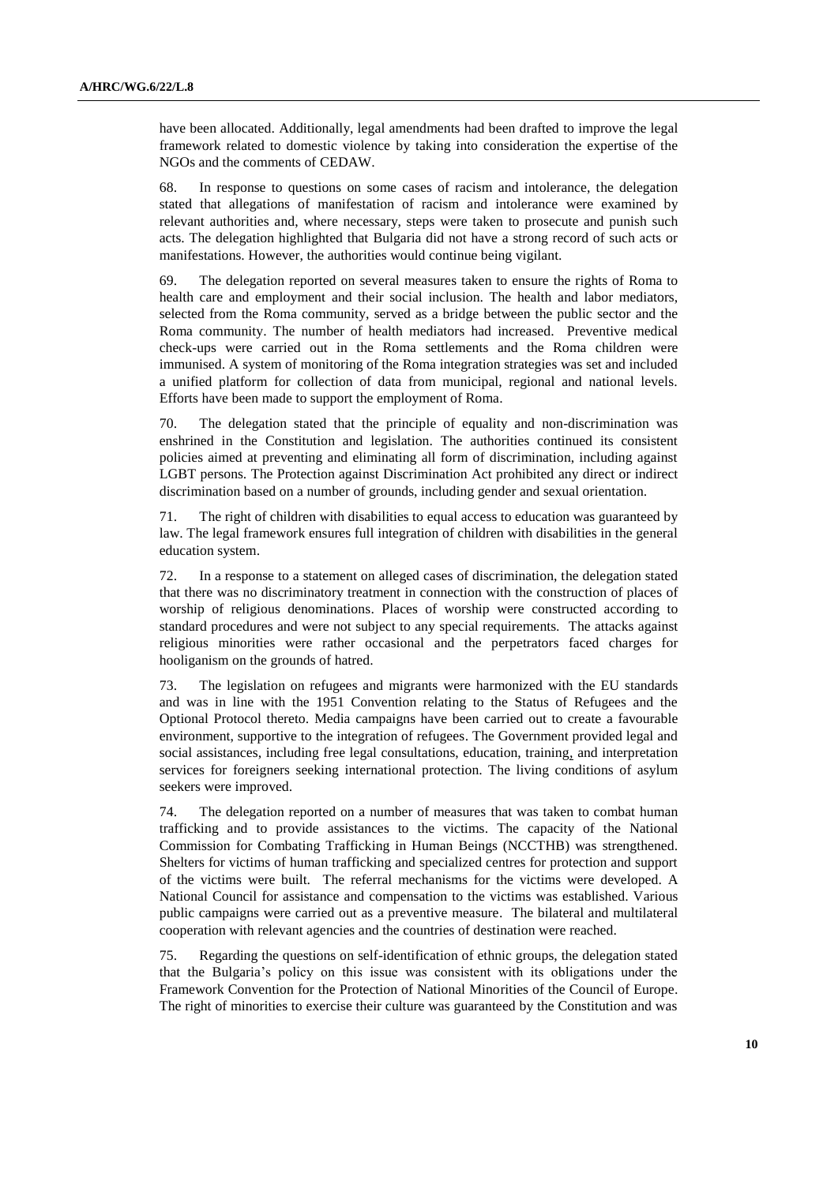have been allocated. Additionally, legal amendments had been drafted to improve the legal framework related to domestic violence by taking into consideration the expertise of the NGOs and the comments of CEDAW.

68. In response to questions on some cases of racism and intolerance, the delegation stated that allegations of manifestation of racism and intolerance were examined by relevant authorities and, where necessary, steps were taken to prosecute and punish such acts. The delegation highlighted that Bulgaria did not have a strong record of such acts or manifestations. However, the authorities would continue being vigilant.

69. The delegation reported on several measures taken to ensure the rights of Roma to health care and employment and their social inclusion. The health and labor mediators, selected from the Roma community, served as a bridge between the public sector and the Roma community. The number of health mediators had increased. Preventive medical check-ups were carried out in the Roma settlements and the Roma children were immunised. A system of monitoring of the Roma integration strategies was set and included a unified platform for collection of data from municipal, regional and national levels. Efforts have been made to support the employment of Roma.

70. The delegation stated that the principle of equality and non-discrimination was enshrined in the Constitution and legislation. The authorities continued its consistent policies aimed at preventing and eliminating all form of discrimination, including against LGBT persons. The Protection against Discrimination Act prohibited any direct or indirect discrimination based on a number of grounds, including gender and sexual orientation.

71. The right of children with disabilities to equal access to education was guaranteed by law. The legal framework ensures full integration of children with disabilities in the general education system.

72. In a response to a statement on alleged cases of discrimination, the delegation stated that there was no discriminatory treatment in connection with the construction of places of worship of religious denominations. Places of worship were constructed according to standard procedures and were not subject to any special requirements. The attacks against religious minorities were rather occasional and the perpetrators faced charges for hooliganism on the grounds of hatred.

73. The legislation on refugees and migrants were harmonized with the EU standards and was in line with the 1951 Convention relating to the Status of Refugees and the Optional Protocol thereto. Media campaigns have been carried out to create a favourable environment, supportive to the integration of refugees. The Government provided legal and social assistances, including free legal consultations, education, training, and interpretation services for foreigners seeking international protection. The living conditions of asylum seekers were improved.

74. The delegation reported on a number of measures that was taken to combat human trafficking and to provide assistances to the victims. The capacity of the National Commission for Combating Trafficking in Human Beings (NCCTHB) was strengthened. Shelters for victims of human trafficking and specialized centres for protection and support of the victims were built. The referral mechanisms for the victims were developed. A National Council for assistance and compensation to the victims was established. Various public campaigns were carried out as a preventive measure. The bilateral and multilateral cooperation with relevant agencies and the countries of destination were reached.

75. Regarding the questions on self-identification of ethnic groups, the delegation stated that the Bulgaria's policy on this issue was consistent with its obligations under the Framework Convention for the Protection of National Minorities of the Council of Europe. The right of minorities to exercise their culture was guaranteed by the Constitution and was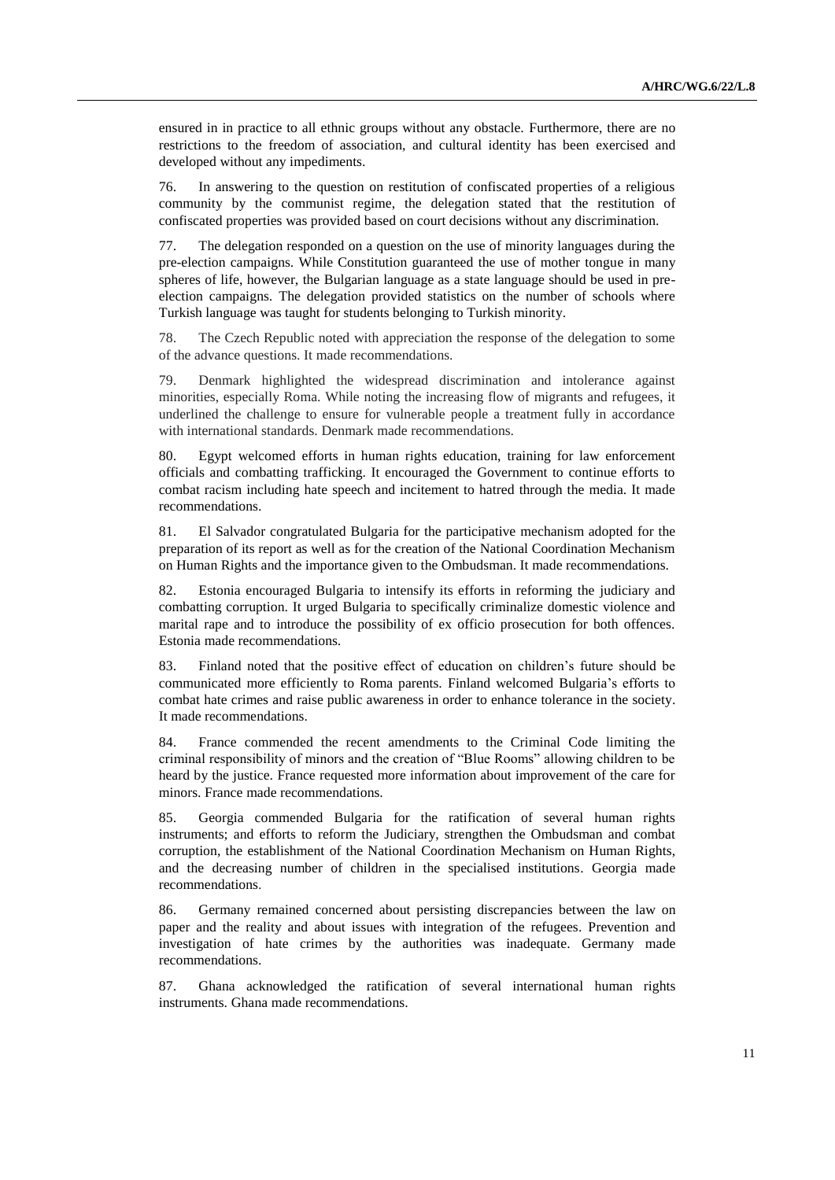ensured in in practice to all ethnic groups without any obstacle. Furthermore, there are no restrictions to the freedom of association, and cultural identity has been exercised and developed without any impediments.

76. In answering to the question on restitution of confiscated properties of a religious community by the communist regime, the delegation stated that the restitution of confiscated properties was provided based on court decisions without any discrimination.

77. The delegation responded on a question on the use of minority languages during the pre-election campaigns. While Constitution guaranteed the use of mother tongue in many spheres of life, however, the Bulgarian language as a state language should be used in pre-election campaigns. The delegation provided statistics on the number of schools where Turkish language was taught for students belonging to Turkish minority.

78. The Czech Republic noted with appreciation the response of the delegation to some of the advance questions. It made recommendations.

79. Denmark highlighted the widespread discrimination and intolerance against minorities, especially Roma. While noting the increasing flow of migrants and refugees, it underlined the challenge to ensure for vulnerable people a treatment fully in accordance with international standards. Denmark made recommendations.

80. Egypt welcomed efforts in human rights education, training for law enforcement officials and combatting trafficking. It encouraged the Government to continue efforts to combat racism including hate speech and incitement to hatred through the media. It made recommendations.

81. El Salvador congratulated Bulgaria for the participative mechanism adopted for the preparation of its report as well as for the creation of the National Coordination Mechanism on Human Rights and the importance given to the Ombudsman. It made recommendations.

82. Estonia encouraged Bulgaria to intensify its efforts in reforming the judiciary and combatting corruption. It urged Bulgaria to specifically criminalize domestic violence and marital rape and to introduce the possibility of ex officio prosecution for both offences. Estonia made recommendations.

83. Finland noted that the positive effect of education on children's future should be communicated more efficiently to Roma parents. Finland welcomed Bulgaria's efforts to combat hate crimes and raise public awareness in order to enhance tolerance in the society. It made recommendations.

84. France commended the recent amendments to the Criminal Code limiting the criminal responsibility of minors and the creation of "Blue Rooms" allowing children to be heard by the justice. France requested more information about improvement of the care for minors. France made recommendations.

85. Georgia commended Bulgaria for the ratification of several human rights instruments; and efforts to reform the Judiciary, strengthen the Ombudsman and combat corruption, the establishment of the National Coordination Mechanism on Human Rights, and the decreasing number of children in the specialised institutions. Georgia made recommendations.

86. Germany remained concerned about persisting discrepancies between the law on paper and the reality and about issues with integration of the refugees. Prevention and investigation of hate crimes by the authorities was inadequate. Germany made recommendations.

87. Ghana acknowledged the ratification of several international human rights instruments. Ghana made recommendations.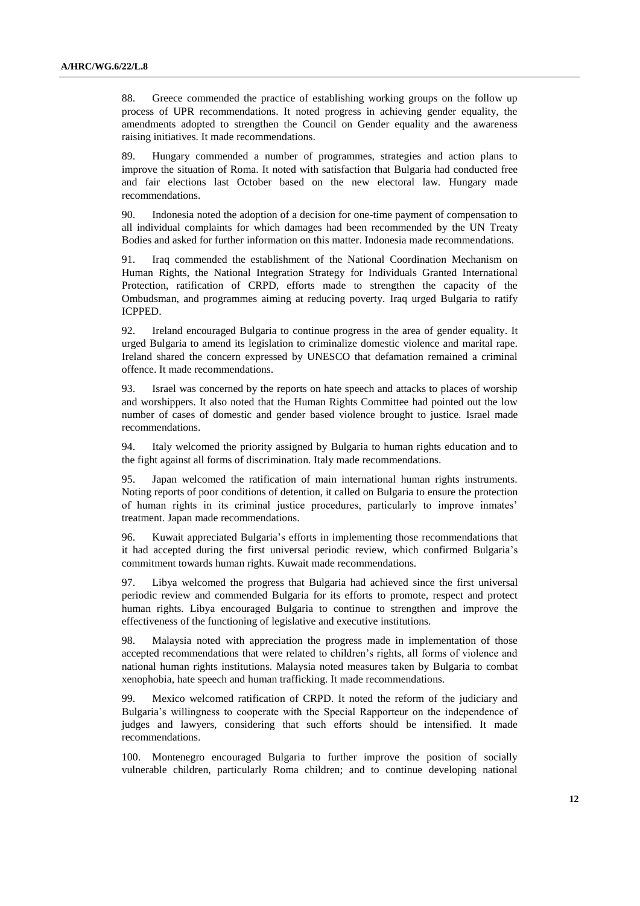88. Greece commended the practice of establishing working groups on the follow up process of UPR recommendations. It noted progress in achieving gender equality, the amendments adopted to strengthen the Council on Gender equality and the awareness raising initiatives. It made recommendations.

89. Hungary commended a number of programmes, strategies and action plans to improve the situation of Roma. It noted with satisfaction that Bulgaria had conducted free and fair elections last October based on the new electoral law. Hungary made recommendations.

90. Indonesia noted the adoption of a decision for one-time payment of compensation to all individual complaints for which damages had been recommended by the UN Treaty Bodies and asked for further information on this matter. Indonesia made recommendations.

91. Iraq commended the establishment of the National Coordination Mechanism on Human Rights, the National Integration Strategy for Individuals Granted International Protection, ratification of CRPD, efforts made to strengthen the capacity of the Ombudsman, and programmes aiming at reducing poverty. Iraq urged Bulgaria to ratify ICPPED.

92. Ireland encouraged Bulgaria to continue progress in the area of gender equality. It urged Bulgaria to amend its legislation to criminalize domestic violence and marital rape. Ireland shared the concern expressed by UNESCO that defamation remained a criminal offence. It made recommendations.

93. Israel was concerned by the reports on hate speech and attacks to places of worship and worshippers. It also noted that the Human Rights Committee had pointed out the low number of cases of domestic and gender based violence brought to justice. Israel made recommendations.

94. Italy welcomed the priority assigned by Bulgaria to human rights education and to the fight against all forms of discrimination. Italy made recommendations.

95. Japan welcomed the ratification of main international human rights instruments. Noting reports of poor conditions of detention, it called on Bulgaria to ensure the protection of human rights in its criminal justice procedures, particularly to improve inmates' treatment. Japan made recommendations.

96. Kuwait appreciated Bulgaria's efforts in implementing those recommendations that it had accepted during the first universal periodic review, which confirmed Bulgaria's commitment towards human rights. Kuwait made recommendations.

97. Libya welcomed the progress that Bulgaria had achieved since the first universal periodic review and commended Bulgaria for its efforts to promote, respect and protect human rights. Libya encouraged Bulgaria to continue to strengthen and improve the effectiveness of the functioning of legislative and executive institutions.

98. Malaysia noted with appreciation the progress made in implementation of those accepted recommendations that were related to children's rights, all forms of violence and national human rights institutions. Malaysia noted measures taken by Bulgaria to combat xenophobia, hate speech and human trafficking. It made recommendations.

99. Mexico welcomed ratification of CRPD. It noted the reform of the judiciary and Bulgaria's willingness to cooperate with the Special Rapporteur on the independence of judges and lawyers, considering that such efforts should be intensified. It made recommendations.

100. Montenegro encouraged Bulgaria to further improve the position of socially vulnerable children, particularly Roma children; and to continue developing national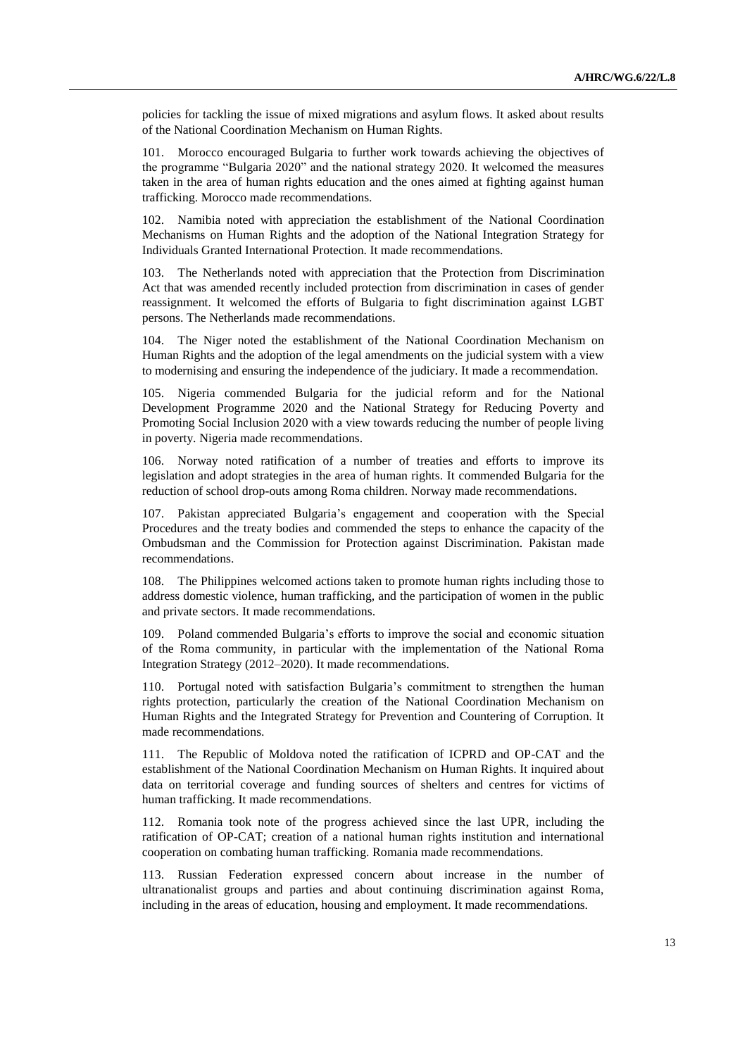policies for tackling the issue of mixed migrations and asylum flows. It asked about results of the National Coordination Mechanism on Human Rights.

101. Morocco encouraged Bulgaria to further work towards achieving the objectives of the programme "Bulgaria 2020" and the national strategy 2020. It welcomed the measures taken in the area of human rights education and the ones aimed at fighting against human trafficking. Morocco made recommendations.

102. Namibia noted with appreciation the establishment of the National Coordination Mechanisms on Human Rights and the adoption of the National Integration Strategy for Individuals Granted International Protection. It made recommendations.

103. The Netherlands noted with appreciation that the Protection from Discrimination Act that was amended recently included protection from discrimination in cases of gender reassignment. It welcomed the efforts of Bulgaria to fight discrimination against LGBT persons. The Netherlands made recommendations.

104. The Niger noted the establishment of the National Coordination Mechanism on Human Rights and the adoption of the legal amendments on the judicial system with a view to modernising and ensuring the independence of the judiciary. It made a recommendation.

105. Nigeria commended Bulgaria for the judicial reform and for the National Development Programme 2020 and the National Strategy for Reducing Poverty and Promoting Social Inclusion 2020 with a view towards reducing the number of people living in poverty. Nigeria made recommendations.

106. Norway noted ratification of a number of treaties and efforts to improve its legislation and adopt strategies in the area of human rights. It commended Bulgaria for the reduction of school drop-outs among Roma children. Norway made recommendations.

107. Pakistan appreciated Bulgaria's engagement and cooperation with the Special Procedures and the treaty bodies and commended the steps to enhance the capacity of the Ombudsman and the Commission for Protection against Discrimination. Pakistan made recommendations.

108. The Philippines welcomed actions taken to promote human rights including those to address domestic violence, human trafficking, and the participation of women in the public and private sectors. It made recommendations.

109. Poland commended Bulgaria's efforts to improve the social and economic situation of the Roma community, in particular with the implementation of the National Roma Integration Strategy (2012–2020). It made recommendations.

110. Portugal noted with satisfaction Bulgaria's commitment to strengthen the human rights protection, particularly the creation of the National Coordination Mechanism on Human Rights and the Integrated Strategy for Prevention and Countering of Corruption. It made recommendations.

111. The Republic of Moldova noted the ratification of ICPRD and OP-CAT and the establishment of the National Coordination Mechanism on Human Rights. It inquired about data on territorial coverage and funding sources of shelters and centres for victims of human trafficking. It made recommendations.

112. Romania took note of the progress achieved since the last UPR, including the ratification of OP-CAT; creation of a national human rights institution and international cooperation on combating human trafficking. Romania made recommendations.

113. Russian Federation expressed concern about increase in the number of ultranationalist groups and parties and about continuing discrimination against Roma, including in the areas of education, housing and employment. It made recommendations.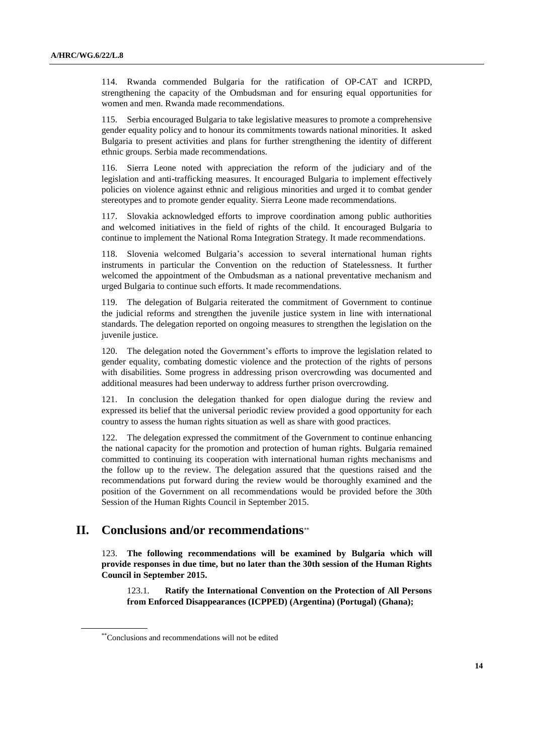114. Rwanda commended Bulgaria for the ratification of OP-CAT and ICRPD, strengthening the capacity of the Ombudsman and for ensuring equal opportunities for women and men. Rwanda made recommendations.

115. Serbia encouraged Bulgaria to take legislative measures to promote a comprehensive gender equality policy and to honour its commitments towards national minorities. It asked Bulgaria to present activities and plans for further strengthening the identity of different ethnic groups. Serbia made recommendations.

116. Sierra Leone noted with appreciation the reform of the judiciary and of the legislation and anti-trafficking measures. It encouraged Bulgaria to implement effectively policies on violence against ethnic and religious minorities and urged it to combat gender stereotypes and to promote gender equality. Sierra Leone made recommendations.

117. Slovakia acknowledged efforts to improve coordination among public authorities and welcomed initiatives in the field of rights of the child. It encouraged Bulgaria to continue to implement the National Roma Integration Strategy. It made recommendations.

118. Slovenia welcomed Bulgaria's accession to several international human rights instruments in particular the Convention on the reduction of Statelessness. It further welcomed the appointment of the Ombudsman as a national preventative mechanism and urged Bulgaria to continue such efforts. It made recommendations.

119. The delegation of Bulgaria reiterated the commitment of Government to continue the judicial reforms and strengthen the juvenile justice system in line with international standards. The delegation reported on ongoing measures to strengthen the legislation on the juvenile justice.

120. The delegation noted the Government's efforts to improve the legislation related to gender equality, combating domestic violence and the protection of the rights of persons with disabilities. Some progress in addressing prison overcrowding was documented and additional measures had been underway to address further prison overcrowding.

121. In conclusion the delegation thanked for open dialogue during the review and expressed its belief that the universal periodic review provided a good opportunity for each country to assess the human rights situation as well as share with good practices.

122. The delegation expressed the commitment of the Government to continue enhancing the national capacity for the promotion and protection of human rights. Bulgaria remained committed to continuing its cooperation with international human rights mechanisms and the follow up to the review. The delegation assured that the questions raised and the recommendations put forward during the review would be thoroughly examined and the position of the Government on all recommendations would be provided before the 30th Session of the Human Rights Council in September 2015.

## II. Conclusions and/or recommendations**

123. **The following recommendations will be examined by Bulgaria which will provide responses in due time, but no later than the 30th session of the Human Rights Council in September 2015.**

> 123.1. **Ratify the International Convention on the Protection of All Persons from Enforced Disappearances (ICPPED) (Argentina) (Portugal) (Ghana);**

** Conclusions and recommendations will not be edited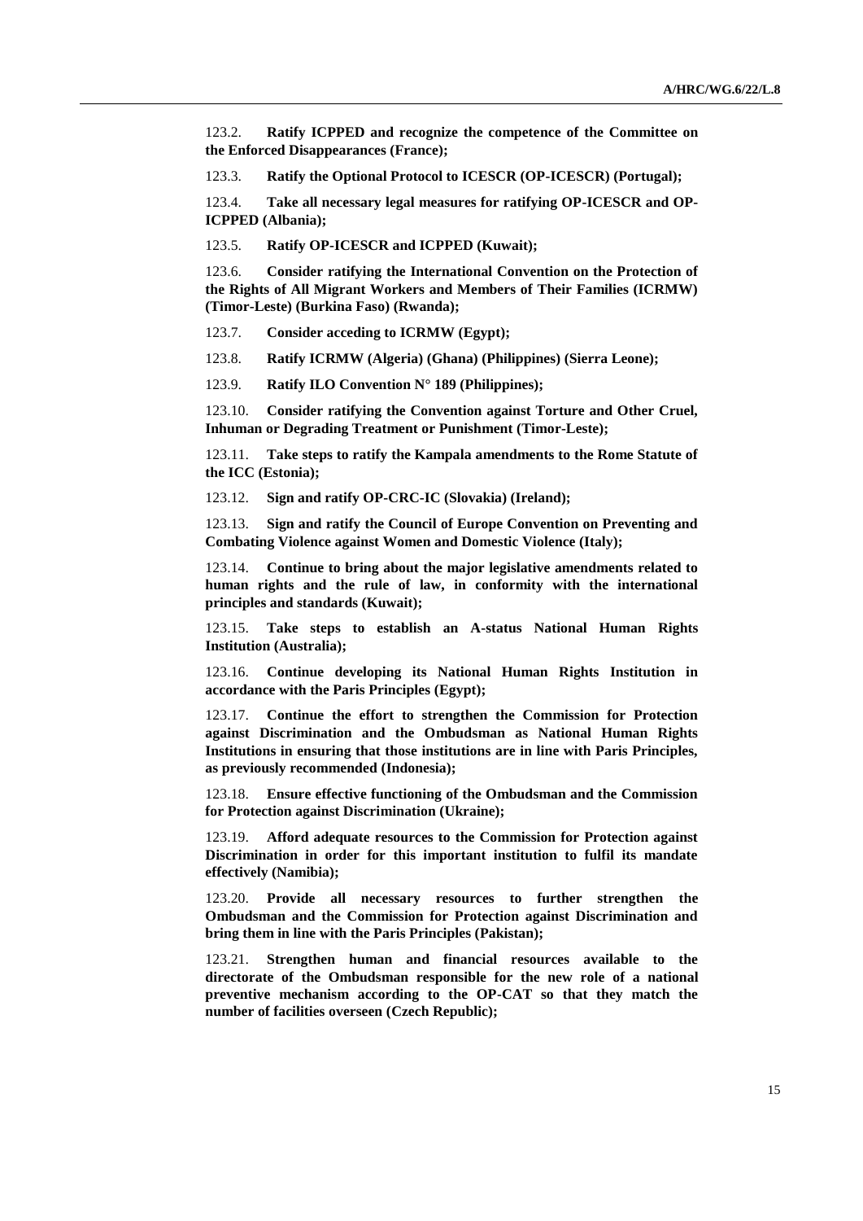123.2. **Ratify ICPPED and recognize the competence of the Committee on the Enforced Disappearances (France);**

123.3. **Ratify the Optional Protocol to ICESCR (OP-ICESCR) (Portugal);**

123.4. **Take all necessary legal measures for ratifying OP-ICESCR and OP-ICPPED (Albania);**

123.5. **Ratify OP-ICESCR and ICPPED (Kuwait);**

123.6. **Consider ratifying the International Convention on the Protection of the Rights of All Migrant Workers and Members of Their Families (ICRMW) (Timor-Leste) (Burkina Faso) (Rwanda);**

123.7. **Consider acceding to ICRMW (Egypt);**

123.8. **Ratify ICRMW (Algeria) (Ghana) (Philippines) (Sierra Leone);**

123.9. **Ratify ILO Convention N° 189 (Philippines);**

123.10. **Consider ratifying the Convention against Torture and Other Cruel, Inhuman or Degrading Treatment or Punishment (Timor-Leste);**

123.11. **Take steps to ratify the Kampala amendments to the Rome Statute of the ICC (Estonia);**

123.12. **Sign and ratify OP-CRC-IC (Slovakia) (Ireland);**

123.13. **Sign and ratify the Council of Europe Convention on Preventing and Combating Violence against Women and Domestic Violence (Italy);**

123.14. **Continue to bring about the major legislative amendments related to human rights and the rule of law, in conformity with the international principles and standards (Kuwait);**

123.15. **Take steps to establish an A-status National Human Rights Institution (Australia);**

123.16. **Continue developing its National Human Rights Institution in accordance with the Paris Principles (Egypt);**

123.17. **Continue the effort to strengthen the Commission for Protection against Discrimination and the Ombudsman as National Human Rights Institutions in ensuring that those institutions are in line with Paris Principles, as previously recommended (Indonesia);**

123.18. **Ensure effective functioning of the Ombudsman and the Commission for Protection against Discrimination (Ukraine);**

123.19. **Afford adequate resources to the Commission for Protection against Discrimination in order for this important institution to fulfil its mandate effectively (Namibia);**

123.20. **Provide all necessary resources to further strengthen the Ombudsman and the Commission for Protection against Discrimination and bring them in line with the Paris Principles (Pakistan);**

123.21. **Strengthen human and financial resources available to the directorate of the Ombudsman responsible for the new role of a national preventive mechanism according to the OP-CAT so that they match the number of facilities overseen (Czech Republic);**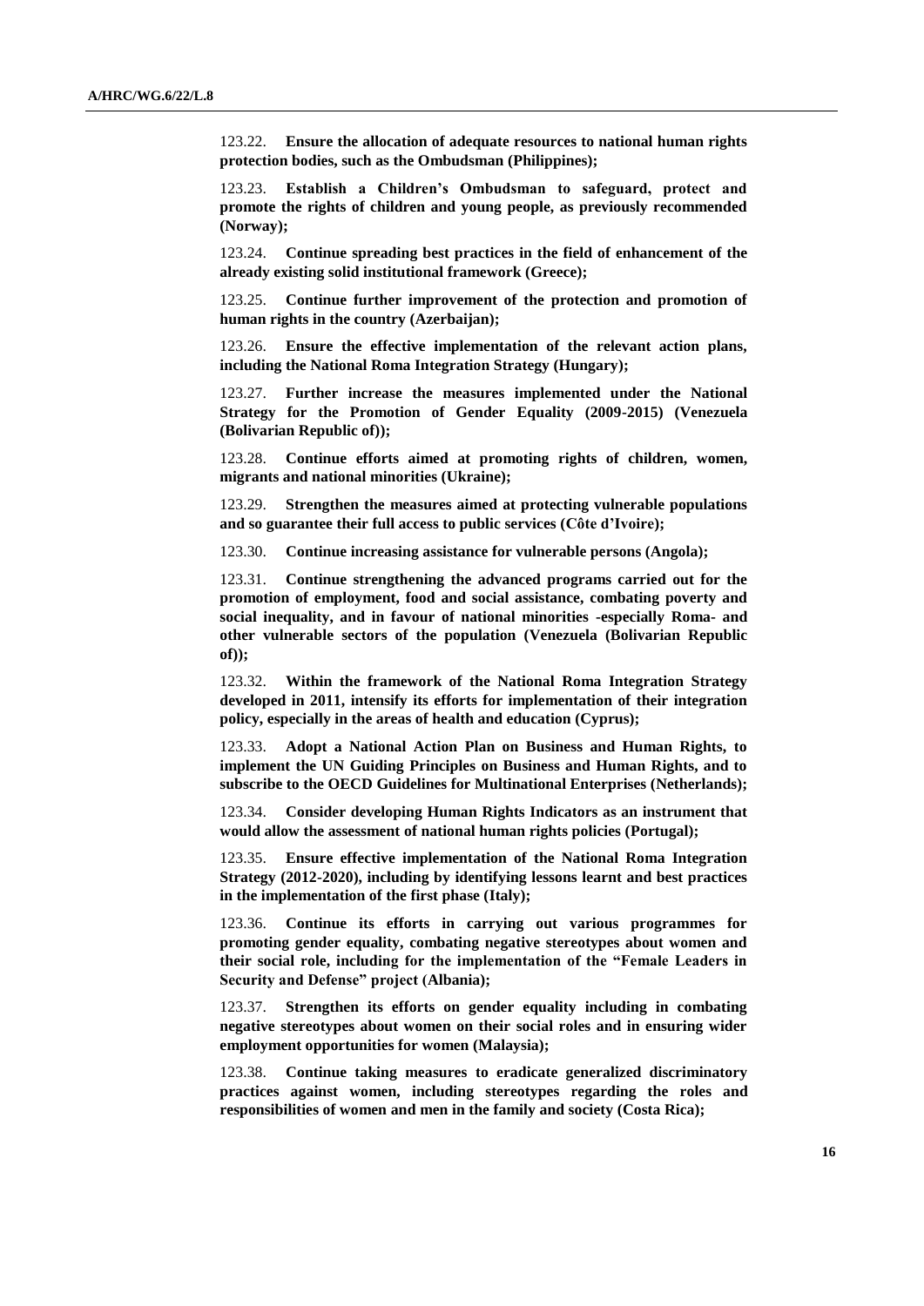123.22. **Ensure the allocation of adequate resources to national human rights protection bodies, such as the Ombudsman (Philippines);**

123.23. **Establish a Children's Ombudsman to safeguard, protect and promote the rights of children and young people, as previously recommended (Norway);**

123.24. **Continue spreading best practices in the field of enhancement of the already existing solid institutional framework (Greece);**

123.25. **Continue further improvement of the protection and promotion of human rights in the country (Azerbaijan);**

123.26. **Ensure the effective implementation of the relevant action plans, including the National Roma Integration Strategy (Hungary);**

123.27. **Further increase the measures implemented under the National Strategy for the Promotion of Gender Equality (2009-2015) (Venezuela (Bolivarian Republic of));**

123.28. **Continue efforts aimed at promoting rights of children, women, migrants and national minorities (Ukraine);**

123.29. **Strengthen the measures aimed at protecting vulnerable populations and so guarantee their full access to public services (Côte d'Ivoire);**

123.30. **Continue increasing assistance for vulnerable persons (Angola);**

123.31. **Continue strengthening the advanced programs carried out for the promotion of employment, food and social assistance, combating poverty and social inequality, and in favour of national minorities -especially Roma- and other vulnerable sectors of the population (Venezuela (Bolivarian Republic of));**

123.32. **Within the framework of the National Roma Integration Strategy developed in 2011, intensify its efforts for implementation of their integration policy, especially in the areas of health and education (Cyprus);**

123.33. **Adopt a National Action Plan on Business and Human Rights, to implement the UN Guiding Principles on Business and Human Rights, and to subscribe to the OECD Guidelines for Multinational Enterprises (Netherlands);**

123.34. **Consider developing Human Rights Indicators as an instrument that would allow the assessment of national human rights policies (Portugal);**

123.35. **Ensure effective implementation of the National Roma Integration Strategy (2012-2020), including by identifying lessons learnt and best practices in the implementation of the first phase (Italy);**

123.36. **Continue its efforts in carrying out various programmes for promoting gender equality, combating negative stereotypes about women and their social role, including for the implementation of the "Female Leaders in Security and Defense" project (Albania);**

123.37. **Strengthen its efforts on gender equality including in combating negative stereotypes about women on their social roles and in ensuring wider employment opportunities for women (Malaysia);**

123.38. **Continue taking measures to eradicate generalized discriminatory practices against women, including stereotypes regarding the roles and responsibilities of women and men in the family and society (Costa Rica);**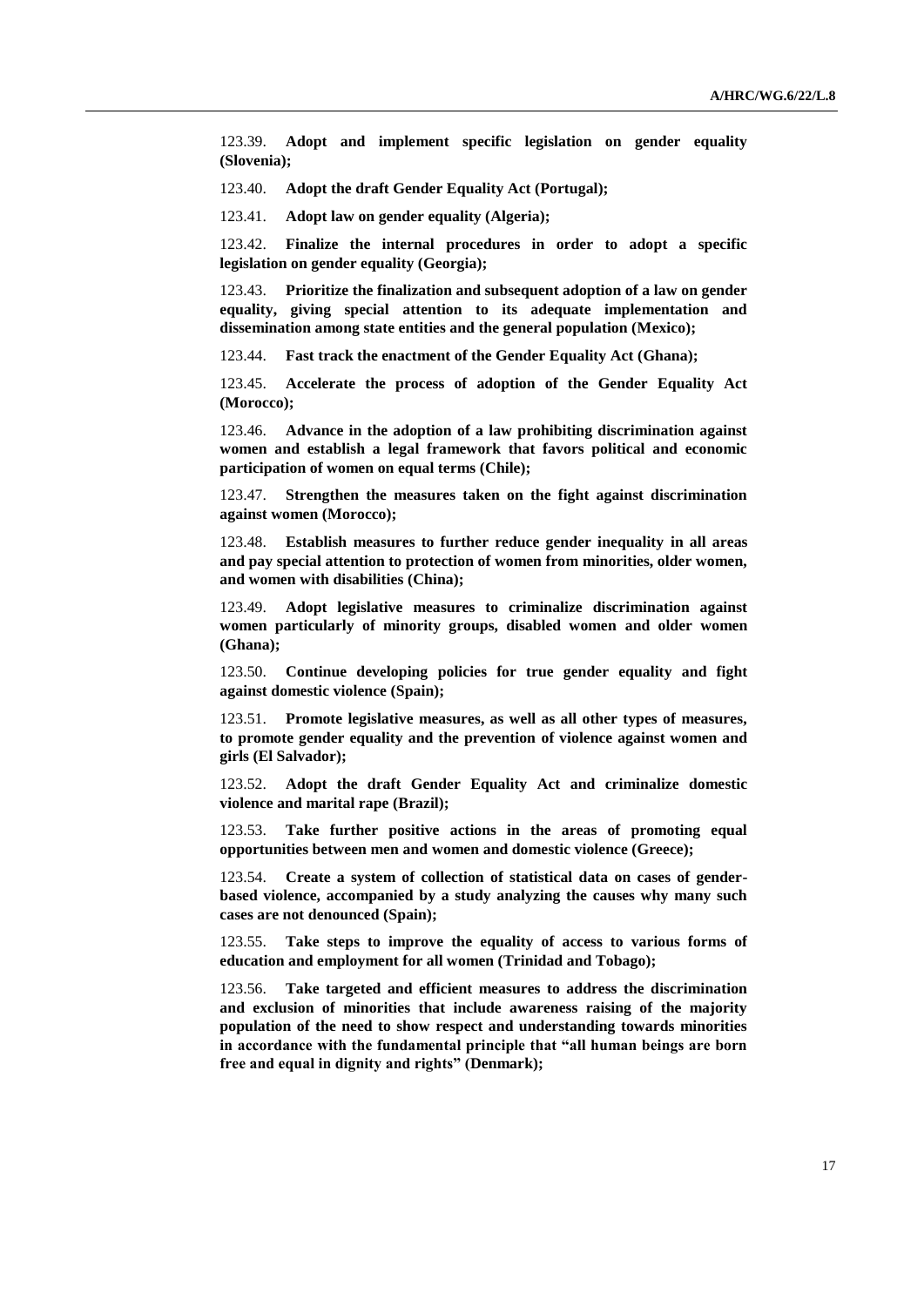123.39. **Adopt and implement specific legislation on gender equality (Slovenia);**

123.40. **Adopt the draft Gender Equality Act (Portugal);**

123.41. **Adopt law on gender equality (Algeria);**

123.42. **Finalize the internal procedures in order to adopt a specific legislation on gender equality (Georgia);**

123.43. **Prioritize the finalization and subsequent adoption of a law on gender equality, giving special attention to its adequate implementation and dissemination among state entities and the general population (Mexico);**

123.44. **Fast track the enactment of the Gender Equality Act (Ghana);**

123.45. **Accelerate the process of adoption of the Gender Equality Act (Morocco);**

123.46. **Advance in the adoption of a law prohibiting discrimination against women and establish a legal framework that favors political and economic participation of women on equal terms (Chile);**

123.47. **Strengthen the measures taken on the fight against discrimination against women (Morocco);**

123.48. **Establish measures to further reduce gender inequality in all areas and pay special attention to protection of women from minorities, older women, and women with disabilities (China);**

123.49. **Adopt legislative measures to criminalize discrimination against women particularly of minority groups, disabled women and older women (Ghana);**

123.50. **Continue developing policies for true gender equality and fight against domestic violence (Spain);**

123.51. **Promote legislative measures, as well as all other types of measures, to promote gender equality and the prevention of violence against women and girls (El Salvador);**

123.52. **Adopt the draft Gender Equality Act and criminalize domestic violence and marital rape (Brazil);**

123.53. **Take further positive actions in the areas of promoting equal opportunities between men and women and domestic violence (Greece);**

123.54. **Create a system of collection of statistical data on cases of gender-based violence, accompanied by a study analyzing the causes why many such cases are not denounced (Spain);**

123.55. **Take steps to improve the equality of access to various forms of education and employment for all women (Trinidad and Tobago);**

123.56. **Take targeted and efficient measures to address the discrimination and exclusion of minorities that include awareness raising of the majority population of the need to show respect and understanding towards minorities in accordance with the fundamental principle that "all human beings are born free and equal in dignity and rights" (Denmark);**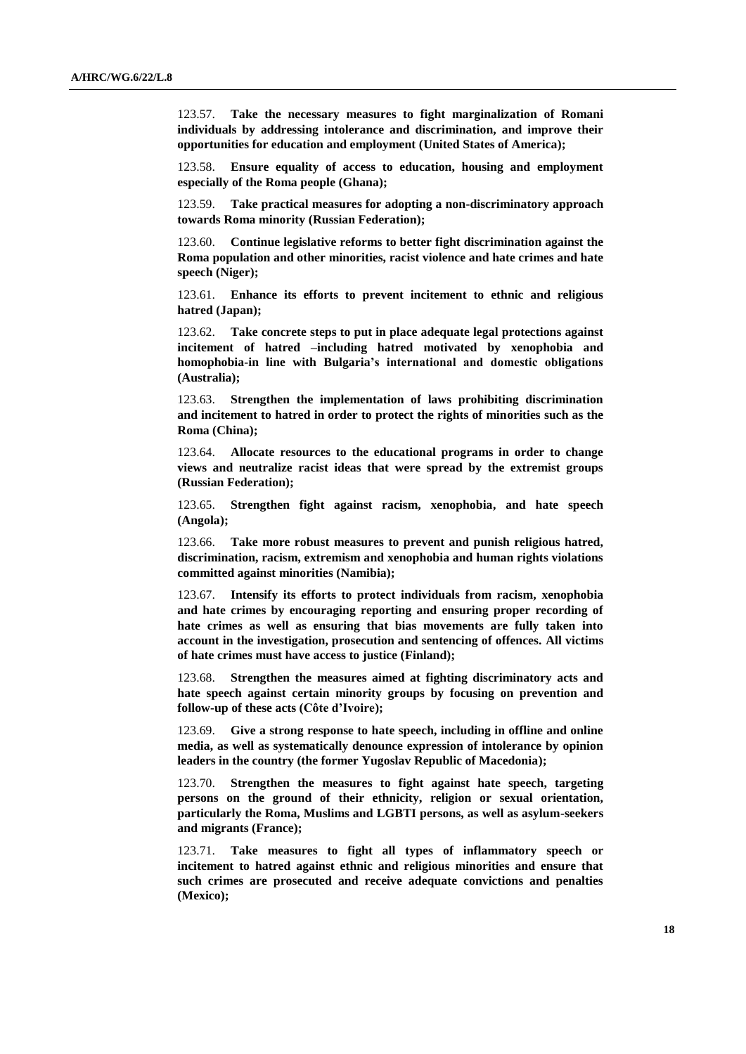123.57. **Take the necessary measures to fight marginalization of Romani individuals by addressing intolerance and discrimination, and improve their opportunities for education and employment (United States of America);**

123.58. **Ensure equality of access to education, housing and employment especially of the Roma people (Ghana);**

123.59. **Take practical measures for adopting a non-discriminatory approach towards Roma minority (Russian Federation);**

123.60. **Continue legislative reforms to better fight discrimination against the Roma population and other minorities, racist violence and hate crimes and hate speech (Niger);**

123.61. **Enhance its efforts to prevent incitement to ethnic and religious hatred (Japan);**

123.62. **Take concrete steps to put in place adequate legal protections against incitement of hatred –including hatred motivated by xenophobia and homophobia-in line with Bulgaria's international and domestic obligations (Australia);**

123.63. **Strengthen the implementation of laws prohibiting discrimination and incitement to hatred in order to protect the rights of minorities such as the Roma (China);**

123.64. **Allocate resources to the educational programs in order to change views and neutralize racist ideas that were spread by the extremist groups (Russian Federation);**

123.65. **Strengthen fight against racism, xenophobia, and hate speech (Angola);**

123.66. **Take more robust measures to prevent and punish religious hatred, discrimination, racism, extremism and xenophobia and human rights violations committed against minorities (Namibia);**

123.67. **Intensify its efforts to protect individuals from racism, xenophobia and hate crimes by encouraging reporting and ensuring proper recording of hate crimes as well as ensuring that bias movements are fully taken into account in the investigation, prosecution and sentencing of offences. All victims of hate crimes must have access to justice (Finland);**

123.68. **Strengthen the measures aimed at fighting discriminatory acts and hate speech against certain minority groups by focusing on prevention and follow-up of these acts (Côte d'Ivoire);**

123.69. **Give a strong response to hate speech, including in offline and online media, as well as systematically denounce expression of intolerance by opinion leaders in the country (the former Yugoslav Republic of Macedonia);**

123.70. **Strengthen the measures to fight against hate speech, targeting persons on the ground of their ethnicity, religion or sexual orientation, particularly the Roma, Muslims and LGBTI persons, as well as asylum-seekers and migrants (France);**

123.71. **Take measures to fight all types of inflammatory speech or incitement to hatred against ethnic and religious minorities and ensure that such crimes are prosecuted and receive adequate convictions and penalties (Mexico);**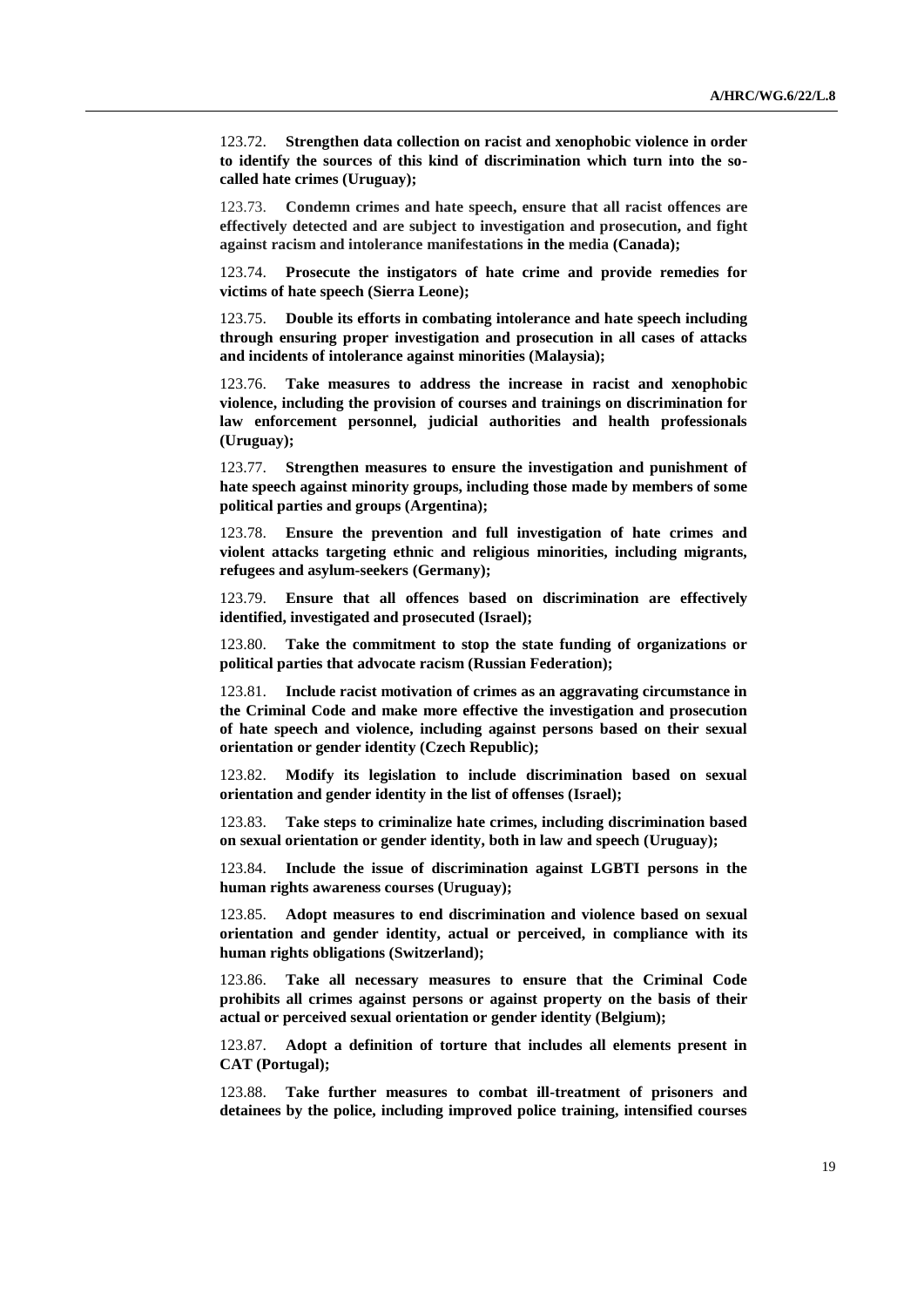123.72. **Strengthen data collection on racist and xenophobic violence in order to identify the sources of this kind of discrimination which turn into the so-called hate crimes (Uruguay);**

123.73. **Condemn crimes and hate speech, ensure that all racist offences are effectively detected and are subject to investigation and prosecution, and fight against racism and intolerance manifestations in the media (Canada);**

123.74. **Prosecute the instigators of hate crime and provide remedies for victims of hate speech (Sierra Leone);**

123.75. **Double its efforts in combating intolerance and hate speech including through ensuring proper investigation and prosecution in all cases of attacks and incidents of intolerance against minorities (Malaysia);**

123.76. **Take measures to address the increase in racist and xenophobic violence, including the provision of courses and trainings on discrimination for law enforcement personnel, judicial authorities and health professionals (Uruguay);**

123.77. **Strengthen measures to ensure the investigation and punishment of hate speech against minority groups, including those made by members of some political parties and groups (Argentina);**

123.78. **Ensure the prevention and full investigation of hate crimes and violent attacks targeting ethnic and religious minorities, including migrants, refugees and asylum-seekers (Germany);**

123.79. **Ensure that all offences based on discrimination are effectively identified, investigated and prosecuted (Israel);**

123.80. **Take the commitment to stop the state funding of organizations or political parties that advocate racism (Russian Federation);**

123.81. **Include racist motivation of crimes as an aggravating circumstance in the Criminal Code and make more effective the investigation and prosecution of hate speech and violence, including against persons based on their sexual orientation or gender identity (Czech Republic);**

123.82. **Modify its legislation to include discrimination based on sexual orientation and gender identity in the list of offenses (Israel);**

123.83. **Take steps to criminalize hate crimes, including discrimination based on sexual orientation or gender identity, both in law and speech (Uruguay);**

123.84. **Include the issue of discrimination against LGBTI persons in the human rights awareness courses (Uruguay);**

123.85. **Adopt measures to end discrimination and violence based on sexual orientation and gender identity, actual or perceived, in compliance with its human rights obligations (Switzerland);**

123.86. **Take all necessary measures to ensure that the Criminal Code prohibits all crimes against persons or against property on the basis of their actual or perceived sexual orientation or gender identity (Belgium);**

123.87. **Adopt a definition of torture that includes all elements present in CAT (Portugal);**

123.88. **Take further measures to combat ill-treatment of prisoners and detainees by the police, including improved police training, intensified courses**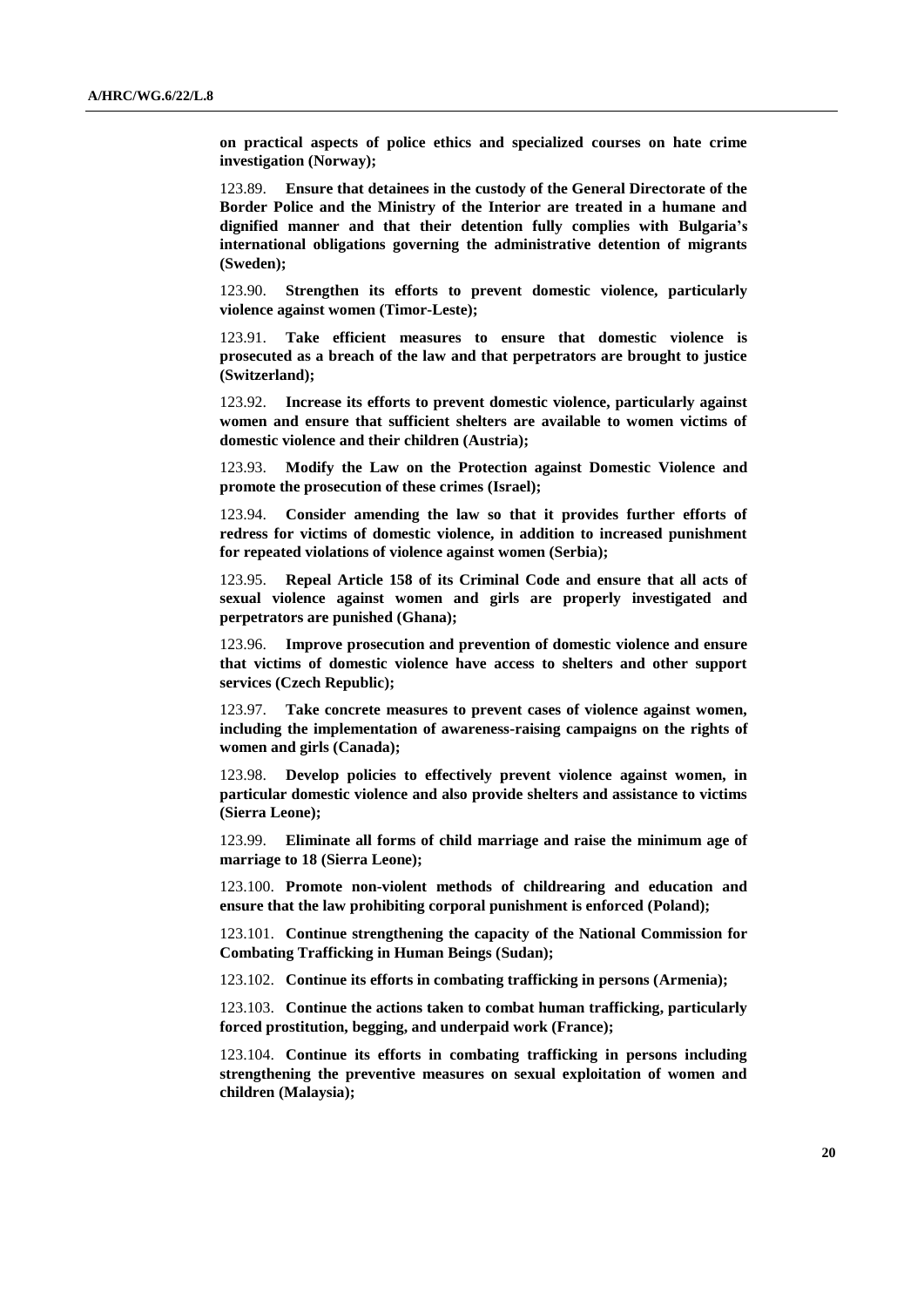**on practical aspects of police ethics and specialized courses on hate crime investigation (Norway);**

123.89. **Ensure that detainees in the custody of the General Directorate of the Border Police and the Ministry of the Interior are treated in a humane and dignified manner and that their detention fully complies with Bulgaria's international obligations governing the administrative detention of migrants (Sweden);**

123.90. **Strengthen its efforts to prevent domestic violence, particularly violence against women (Timor-Leste);**

123.91. **Take efficient measures to ensure that domestic violence is prosecuted as a breach of the law and that perpetrators are brought to justice (Switzerland);**

123.92. **Increase its efforts to prevent domestic violence, particularly against women and ensure that sufficient shelters are available to women victims of domestic violence and their children (Austria);**

123.93. **Modify the Law on the Protection against Domestic Violence and promote the prosecution of these crimes (Israel);**

123.94. **Consider amending the law so that it provides further efforts of redress for victims of domestic violence, in addition to increased punishment for repeated violations of violence against women (Serbia);**

123.95. **Repeal Article 158 of its Criminal Code and ensure that all acts of sexual violence against women and girls are properly investigated and perpetrators are punished (Ghana);**

123.96. **Improve prosecution and prevention of domestic violence and ensure that victims of domestic violence have access to shelters and other support services (Czech Republic);**

123.97. **Take concrete measures to prevent cases of violence against women, including the implementation of awareness-raising campaigns on the rights of women and girls (Canada);**

123.98. **Develop policies to effectively prevent violence against women, in particular domestic violence and also provide shelters and assistance to victims (Sierra Leone);**

123.99. **Eliminate all forms of child marriage and raise the minimum age of marriage to 18 (Sierra Leone);**

123.100. **Promote non-violent methods of childrearing and education and ensure that the law prohibiting corporal punishment is enforced (Poland);**

123.101. **Continue strengthening the capacity of the National Commission for Combating Trafficking in Human Beings (Sudan);**

123.102. **Continue its efforts in combating trafficking in persons (Armenia);**

123.103. **Continue the actions taken to combat human trafficking, particularly forced prostitution, begging, and underpaid work (France);**

123.104. **Continue its efforts in combating trafficking in persons including strengthening the preventive measures on sexual exploitation of women and children (Malaysia);**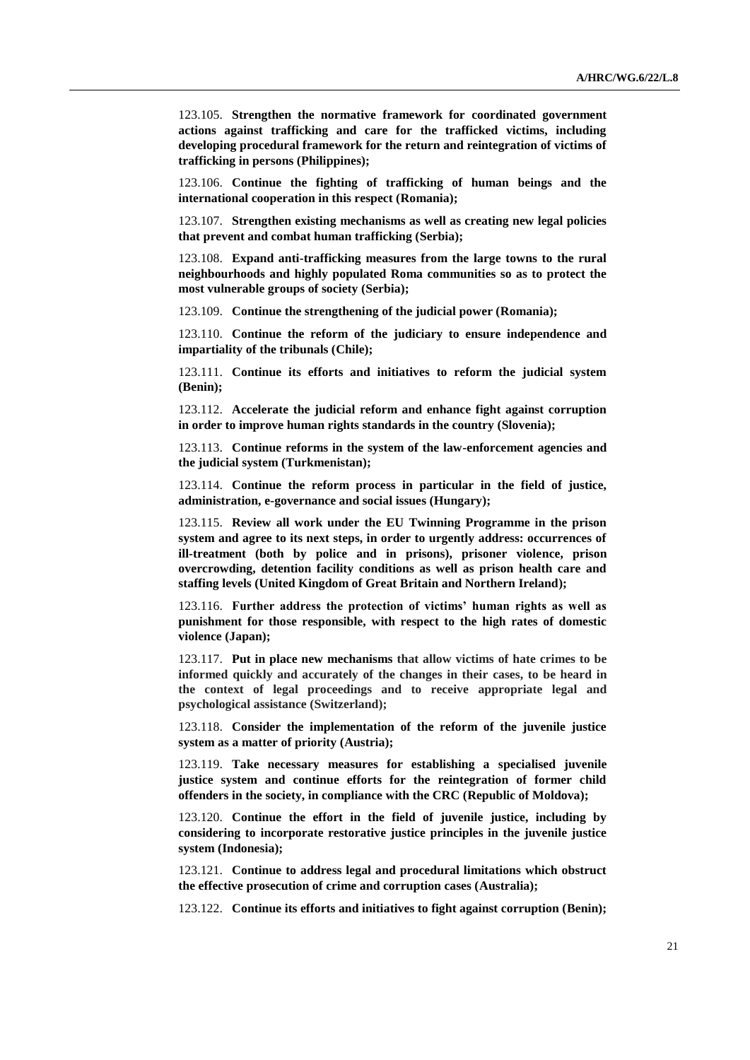123.105. **Strengthen the normative framework for coordinated government actions against trafficking and care for the trafficked victims, including developing procedural framework for the return and reintegration of victims of trafficking in persons (Philippines);**

123.106. **Continue the fighting of trafficking of human beings and the international cooperation in this respect (Romania);**

123.107. **Strengthen existing mechanisms as well as creating new legal policies that prevent and combat human trafficking (Serbia);**

123.108. **Expand anti-trafficking measures from the large towns to the rural neighbourhoods and highly populated Roma communities so as to protect the most vulnerable groups of society (Serbia);**

123.109. **Continue the strengthening of the judicial power (Romania);**

123.110. **Continue the reform of the judiciary to ensure independence and impartiality of the tribunals (Chile);**

123.111. **Continue its efforts and initiatives to reform the judicial system (Benin);**

123.112. **Accelerate the judicial reform and enhance fight against corruption in order to improve human rights standards in the country (Slovenia);**

123.113. **Continue reforms in the system of the law-enforcement agencies and the judicial system (Turkmenistan);**

123.114. **Continue the reform process in particular in the field of justice, administration, e-governance and social issues (Hungary);**

123.115. **Review all work under the EU Twinning Programme in the prison system and agree to its next steps, in order to urgently address: occurrences of ill-treatment (both by police and in prisons), prisoner violence, prison overcrowding, detention facility conditions as well as prison health care and staffing levels (United Kingdom of Great Britain and Northern Ireland);**

123.116. **Further address the protection of victims' human rights as well as punishment for those responsible, with respect to the high rates of domestic violence (Japan);**

123.117. **Put in place new mechanisms that allow victims of hate crimes to be informed quickly and accurately of the changes in their cases, to be heard in the context of legal proceedings and to receive appropriate legal and psychological assistance (Switzerland);**

123.118. **Consider the implementation of the reform of the juvenile justice system as a matter of priority (Austria);**

123.119. **Take necessary measures for establishing a specialised juvenile justice system and continue efforts for the reintegration of former child offenders in the society, in compliance with the CRC (Republic of Moldova);**

123.120. **Continue the effort in the field of juvenile justice, including by considering to incorporate restorative justice principles in the juvenile justice system (Indonesia);**

123.121. **Continue to address legal and procedural limitations which obstruct the effective prosecution of crime and corruption cases (Australia);**

123.122. **Continue its efforts and initiatives to fight against corruption (Benin);**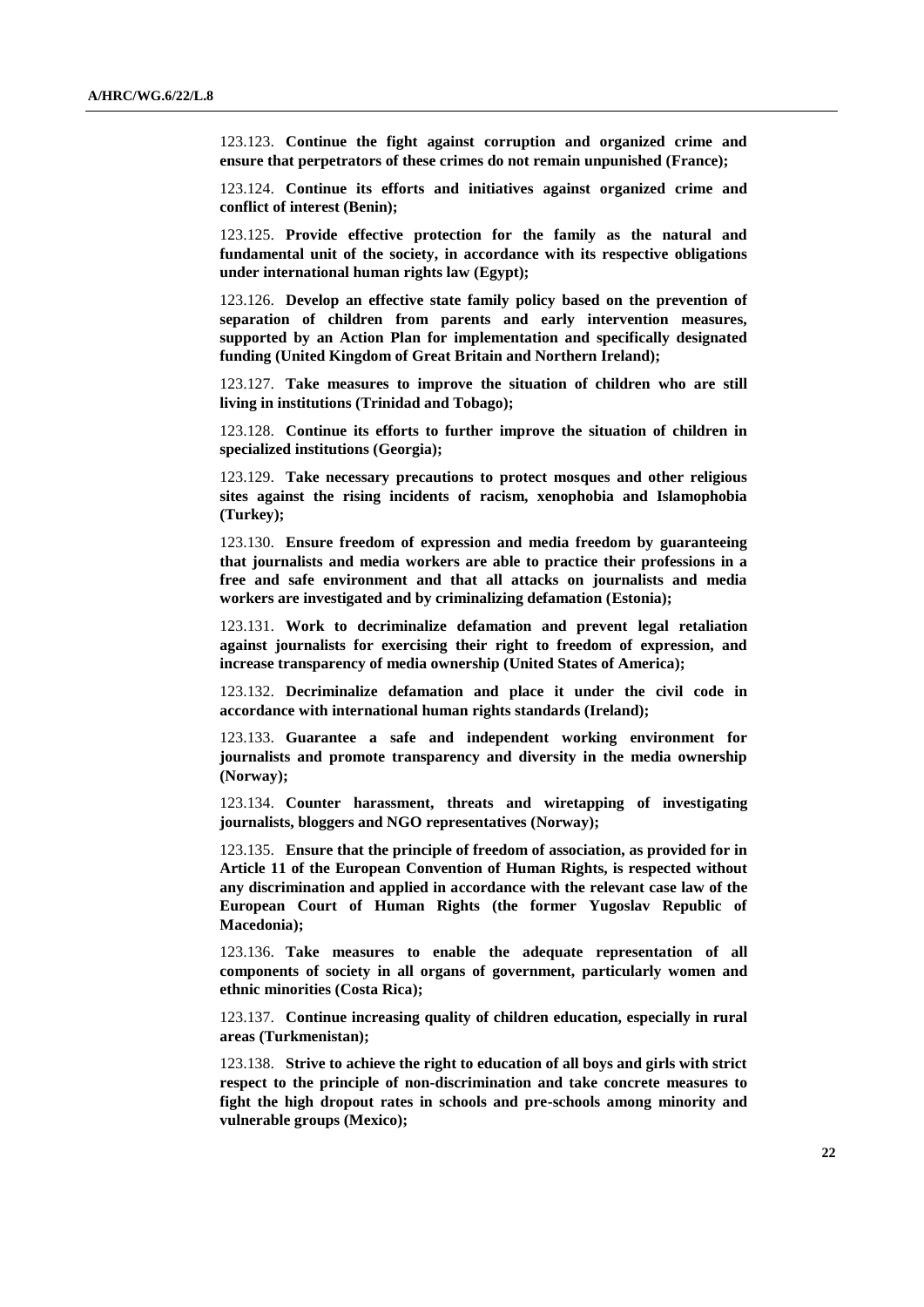123.123. **Continue the fight against corruption and organized crime and ensure that perpetrators of these crimes do not remain unpunished (France);**

123.124. **Continue its efforts and initiatives against organized crime and conflict of interest (Benin);**

123.125. **Provide effective protection for the family as the natural and fundamental unit of the society, in accordance with its respective obligations under international human rights law (Egypt);**

123.126. **Develop an effective state family policy based on the prevention of separation of children from parents and early intervention measures, supported by an Action Plan for implementation and specifically designated funding (United Kingdom of Great Britain and Northern Ireland);**

123.127. **Take measures to improve the situation of children who are still living in institutions (Trinidad and Tobago);**

123.128. **Continue its efforts to further improve the situation of children in specialized institutions (Georgia);**

123.129. **Take necessary precautions to protect mosques and other religious sites against the rising incidents of racism, xenophobia and Islamophobia (Turkey);**

123.130. **Ensure freedom of expression and media freedom by guaranteeing that journalists and media workers are able to practice their professions in a free and safe environment and that all attacks on journalists and media workers are investigated and by criminalizing defamation (Estonia);**

123.131. **Work to decriminalize defamation and prevent legal retaliation against journalists for exercising their right to freedom of expression, and increase transparency of media ownership (United States of America);**

123.132. **Decriminalize defamation and place it under the civil code in accordance with international human rights standards (Ireland);**

123.133. **Guarantee a safe and independent working environment for journalists and promote transparency and diversity in the media ownership (Norway);**

123.134. **Counter harassment, threats and wiretapping of investigating journalists, bloggers and NGO representatives (Norway);**

123.135. **Ensure that the principle of freedom of association, as provided for in Article 11 of the European Convention of Human Rights, is respected without any discrimination and applied in accordance with the relevant case law of the European Court of Human Rights (the former Yugoslav Republic of Macedonia);**

123.136. **Take measures to enable the adequate representation of all components of society in all organs of government, particularly women and ethnic minorities (Costa Rica);**

123.137. **Continue increasing quality of children education, especially in rural areas (Turkmenistan);**

123.138. **Strive to achieve the right to education of all boys and girls with strict respect to the principle of non-discrimination and take concrete measures to fight the high dropout rates in schools and pre-schools among minority and vulnerable groups (Mexico);**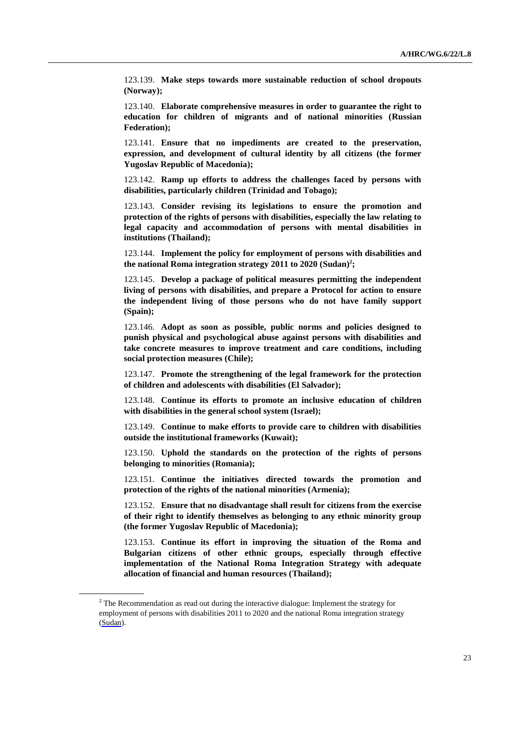123.139. **Make steps towards more sustainable reduction of school dropouts (Norway);**

123.140. **Elaborate comprehensive measures in order to guarantee the right to education for children of migrants and of national minorities (Russian Federation);**

123.141. **Ensure that no impediments are created to the preservation, expression, and development of cultural identity by all citizens (the former Yugoslav Republic of Macedonia);**

123.142. **Ramp up efforts to address the challenges faced by persons with disabilities, particularly children (Trinidad and Tobago);**

123.143. **Consider revising its legislations to ensure the promotion and protection of the rights of persons with disabilities, especially the law relating to legal capacity and accommodation of persons with mental disabilities in institutions (Thailand);**

123.144. **Implement the policy for employment of persons with disabilities and the national Roma integration strategy 2011 to 2020 (Sudan)[2];**

123.145. **Develop a package of political measures permitting the independent living of persons with disabilities, and prepare a Protocol for action to ensure the independent living of those persons who do not have family support (Spain);**

123.146. **Adopt as soon as possible, public norms and policies designed to punish physical and psychological abuse against persons with disabilities and take concrete measures to improve treatment and care conditions, including social protection measures (Chile);**

123.147. **Promote the strengthening of the legal framework for the protection of children and adolescents with disabilities (El Salvador);**

123.148. **Continue its efforts to promote an inclusive education of children with disabilities in the general school system (Israel);**

123.149. **Continue to make efforts to provide care to children with disabilities outside the institutional frameworks (Kuwait);**

123.150. **Uphold the standards on the protection of the rights of persons belonging to minorities (Romania);**

123.151. **Continue the initiatives directed towards the promotion and protection of the rights of the national minorities (Armenia);**

123.152. **Ensure that no disadvantage shall result for citizens from the exercise of their right to identify themselves as belonging to any ethnic minority group (the former Yugoslav Republic of Macedonia);**

123.153. **Continue its effort in improving the situation of the Roma and Bulgarian citizens of other ethnic groups, especially through effective implementation of the National Roma Integration Strategy with adequate allocation of financial and human resources (Thailand);**

---

[2] The Recommendation as read out during the interactive dialogue: Implement the strategy for employment of persons with disabilities 2011 to 2020 and the national Roma integration strategy (Sudan).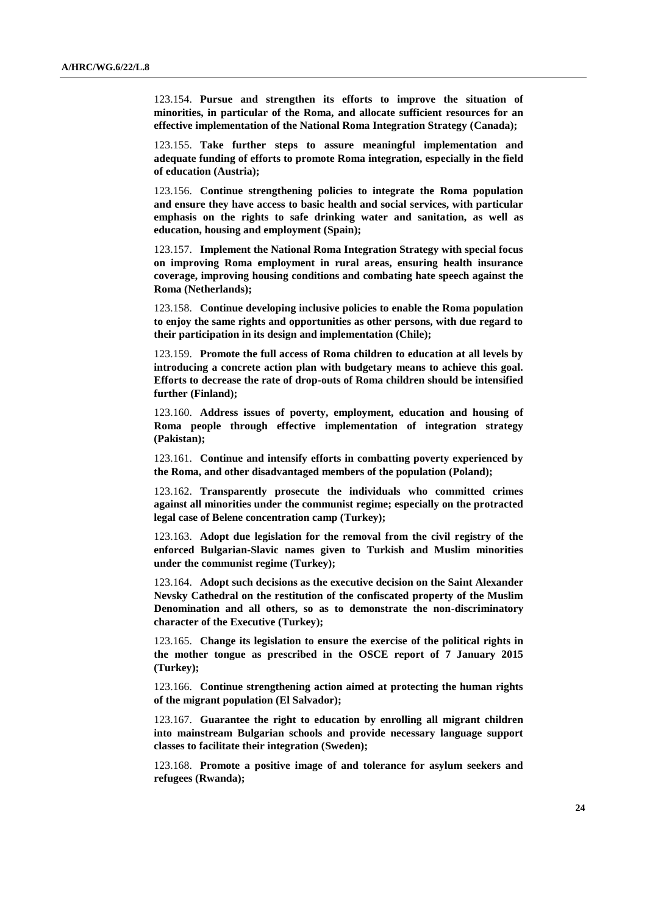123.154. **Pursue and strengthen its efforts to improve the situation of minorities, in particular of the Roma, and allocate sufficient resources for an effective implementation of the National Roma Integration Strategy (Canada);**

123.155. **Take further steps to assure meaningful implementation and adequate funding of efforts to promote Roma integration, especially in the field of education (Austria);**

123.156. **Continue strengthening policies to integrate the Roma population and ensure they have access to basic health and social services, with particular emphasis on the rights to safe drinking water and sanitation, as well as education, housing and employment (Spain);**

123.157. **Implement the National Roma Integration Strategy with special focus on improving Roma employment in rural areas, ensuring health insurance coverage, improving housing conditions and combating hate speech against the Roma (Netherlands);**

123.158. **Continue developing inclusive policies to enable the Roma population to enjoy the same rights and opportunities as other persons, with due regard to their participation in its design and implementation (Chile);**

123.159. **Promote the full access of Roma children to education at all levels by introducing a concrete action plan with budgetary means to achieve this goal. Efforts to decrease the rate of drop-outs of Roma children should be intensified further (Finland);**

123.160. **Address issues of poverty, employment, education and housing of Roma people through effective implementation of integration strategy (Pakistan);**

123.161. **Continue and intensify efforts in combatting poverty experienced by the Roma, and other disadvantaged members of the population (Poland);**

123.162. **Transparently prosecute the individuals who committed crimes against all minorities under the communist regime; especially on the protracted legal case of Belene concentration camp (Turkey);**

123.163. **Adopt due legislation for the removal from the civil registry of the enforced Bulgarian-Slavic names given to Turkish and Muslim minorities under the communist regime (Turkey);**

123.164. **Adopt such decisions as the executive decision on the Saint Alexander Nevsky Cathedral on the restitution of the confiscated property of the Muslim Denomination and all others, so as to demonstrate the non-discriminatory character of the Executive (Turkey);**

123.165. **Change its legislation to ensure the exercise of the political rights in the mother tongue as prescribed in the OSCE report of 7 January 2015 (Turkey);**

123.166. **Continue strengthening action aimed at protecting the human rights of the migrant population (El Salvador);**

123.167. **Guarantee the right to education by enrolling all migrant children into mainstream Bulgarian schools and provide necessary language support classes to facilitate their integration (Sweden);**

123.168. **Promote a positive image of and tolerance for asylum seekers and refugees (Rwanda);**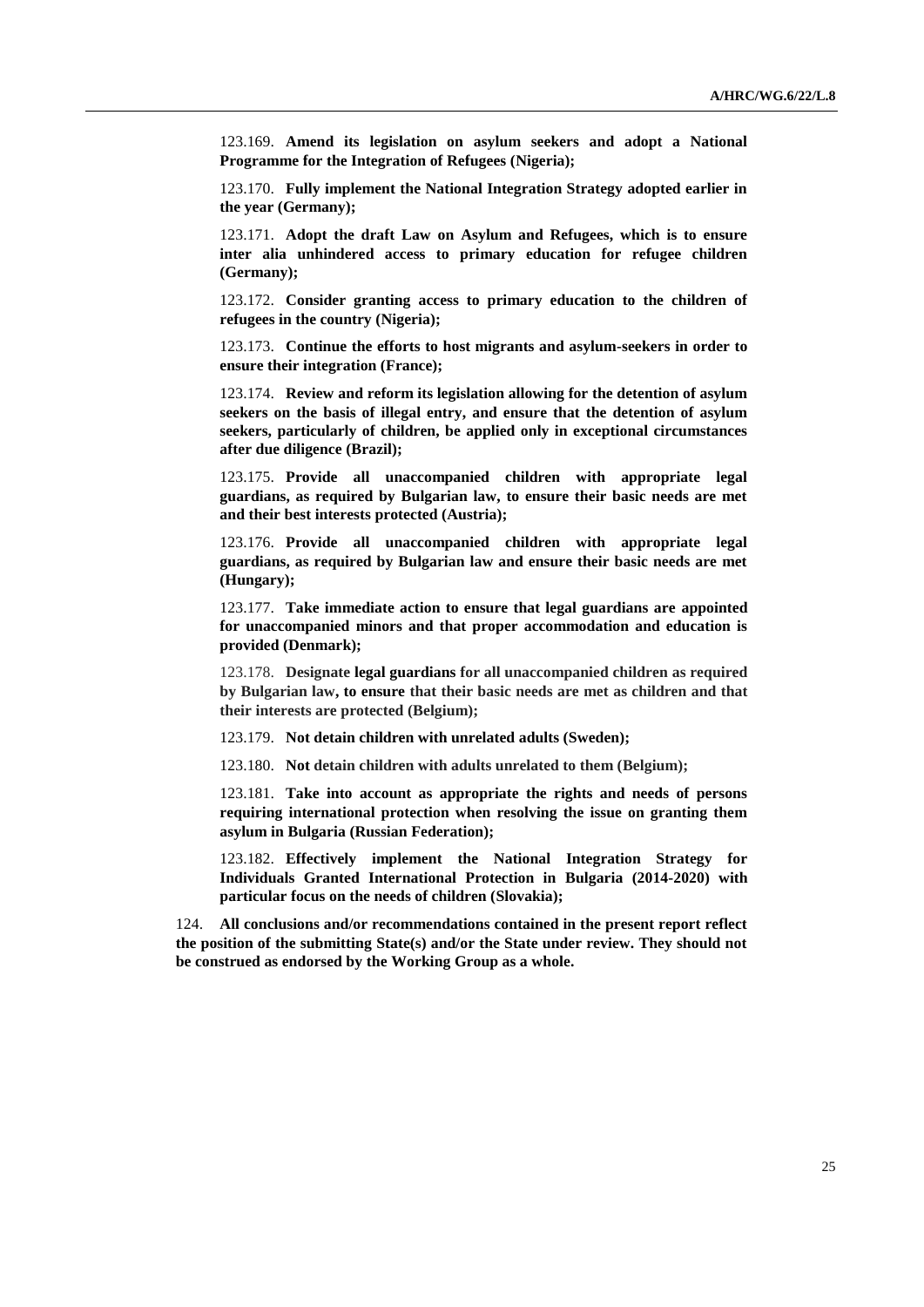123.169. **Amend its legislation on asylum seekers and adopt a National Programme for the Integration of Refugees (Nigeria);**

123.170. **Fully implement the National Integration Strategy adopted earlier in the year (Germany);**

123.171. **Adopt the draft Law on Asylum and Refugees, which is to ensure inter alia unhindered access to primary education for refugee children (Germany);**

123.172. **Consider granting access to primary education to the children of refugees in the country (Nigeria);**

123.173. **Continue the efforts to host migrants and asylum-seekers in order to ensure their integration (France);**

123.174. **Review and reform its legislation allowing for the detention of asylum seekers on the basis of illegal entry, and ensure that the detention of asylum seekers, particularly of children, be applied only in exceptional circumstances after due diligence (Brazil);**

123.175. **Provide all unaccompanied children with appropriate legal guardians, as required by Bulgarian law, to ensure their basic needs are met and their best interests protected (Austria);**

123.176. **Provide all unaccompanied children with appropriate legal guardians, as required by Bulgarian law and ensure their basic needs are met (Hungary);**

123.177. **Take immediate action to ensure that legal guardians are appointed for unaccompanied minors and that proper accommodation and education is provided (Denmark);**

123.178. **Designate legal guardians for all unaccompanied children as required by Bulgarian law, to ensure that their basic needs are met as children and that their interests are protected (Belgium);**

123.179. **Not detain children with unrelated adults (Sweden);**

123.180. **Not detain children with adults unrelated to them (Belgium);**

123.181. **Take into account as appropriate the rights and needs of persons requiring international protection when resolving the issue on granting them asylum in Bulgaria (Russian Federation);**

123.182. **Effectively implement the National Integration Strategy for Individuals Granted International Protection in Bulgaria (2014-2020) with particular focus on the needs of children (Slovakia);**

124. **All conclusions and/or recommendations contained in the present report reflect the position of the submitting State(s) and/or the State under review. They should not be construed as endorsed by the Working Group as a whole.**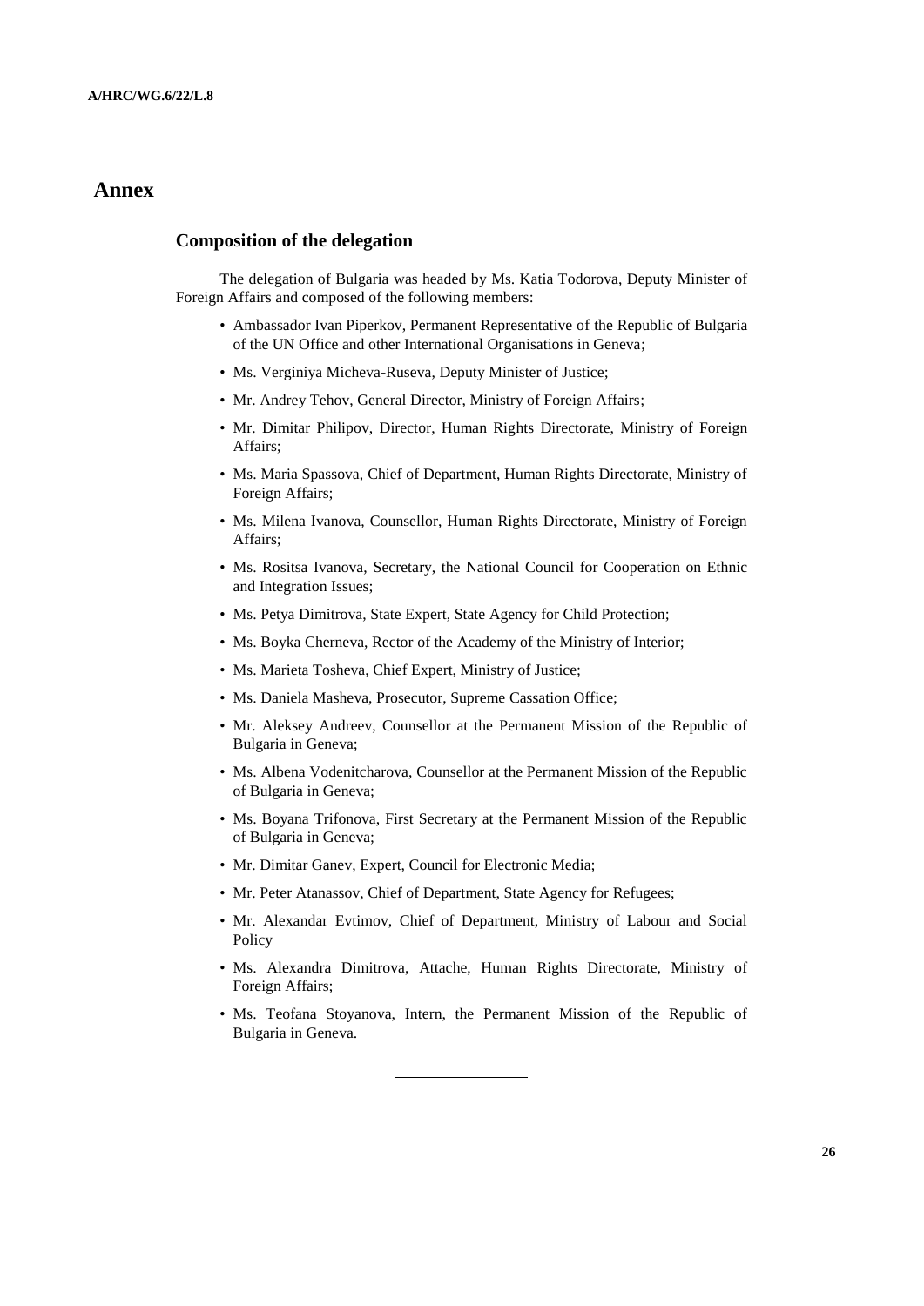# Annex

## Composition of the delegation

The delegation of Bulgaria was headed by Ms. Katia Todorova, Deputy Minister of Foreign Affairs and composed of the following members:

- Ambassador Ivan Piperkov, Permanent Representative of the Republic of Bulgaria of the UN Office and other International Organisations in Geneva;
- Ms. Verginiya Micheva-Ruseva, Deputy Minister of Justice;
- Mr. Andrey Tehov, General Director, Ministry of Foreign Affairs;
- Mr. Dimitar Philipov, Director, Human Rights Directorate, Ministry of Foreign Affairs;
- Ms. Maria Spassova, Chief of Department, Human Rights Directorate, Ministry of Foreign Affairs;
- Ms. Milena Ivanova, Counsellor, Human Rights Directorate, Ministry of Foreign Affairs;
- Ms. Rositsa Ivanova, Secretary, the National Council for Cooperation on Ethnic and Integration Issues;
- Ms. Petya Dimitrova, State Expert, State Agency for Child Protection;
- Ms. Boyka Cherneva, Rector of the Academy of the Ministry of Interior;
- Ms. Marieta Tosheva, Chief Expert, Ministry of Justice;
- Ms. Daniela Masheva, Prosecutor, Supreme Cassation Office;
- Mr. Aleksey Andreev, Counsellor at the Permanent Mission of the Republic of Bulgaria in Geneva;
- Ms. Albena Vodenitcharova, Counsellor at the Permanent Mission of the Republic of Bulgaria in Geneva;
- Ms. Boyana Trifonova, First Secretary at the Permanent Mission of the Republic of Bulgaria in Geneva;
- Mr. Dimitar Ganev, Expert, Council for Electronic Media;
- Mr. Peter Atanassov, Chief of Department, State Agency for Refugees;
- Mr. Alexandar Evtimov, Chief of Department, Ministry of Labour and Social Policy
- Ms. Alexandra Dimitrova, Attache, Human Rights Directorate, Ministry of Foreign Affairs;
- Ms. Teofana Stoyanova, Intern, the Permanent Mission of the Republic of Bulgaria in Geneva.